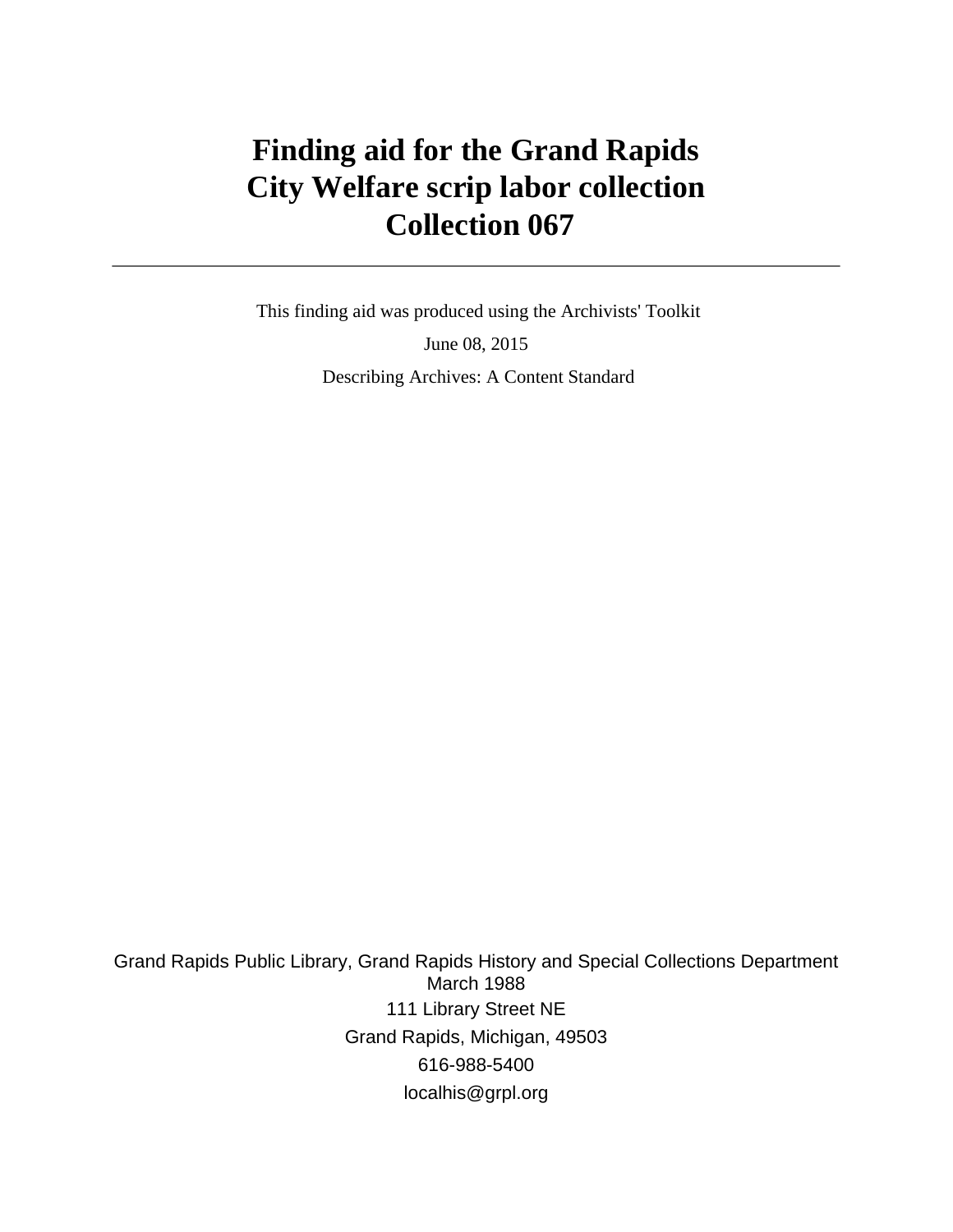# Finding aid for the Grand Rapids City Welfare scrip labor collection Collection 067

---

This finding aid was produced using the Archivists' Toolkit

June 08, 2015

Describing Archives: A Content Standard

Grand Rapids Public Library, Grand Rapids History and Special Collections Department
March 1988
111 Library Street NE
Grand Rapids, Michigan, 49503
616-988-5400
localhis@grpl.org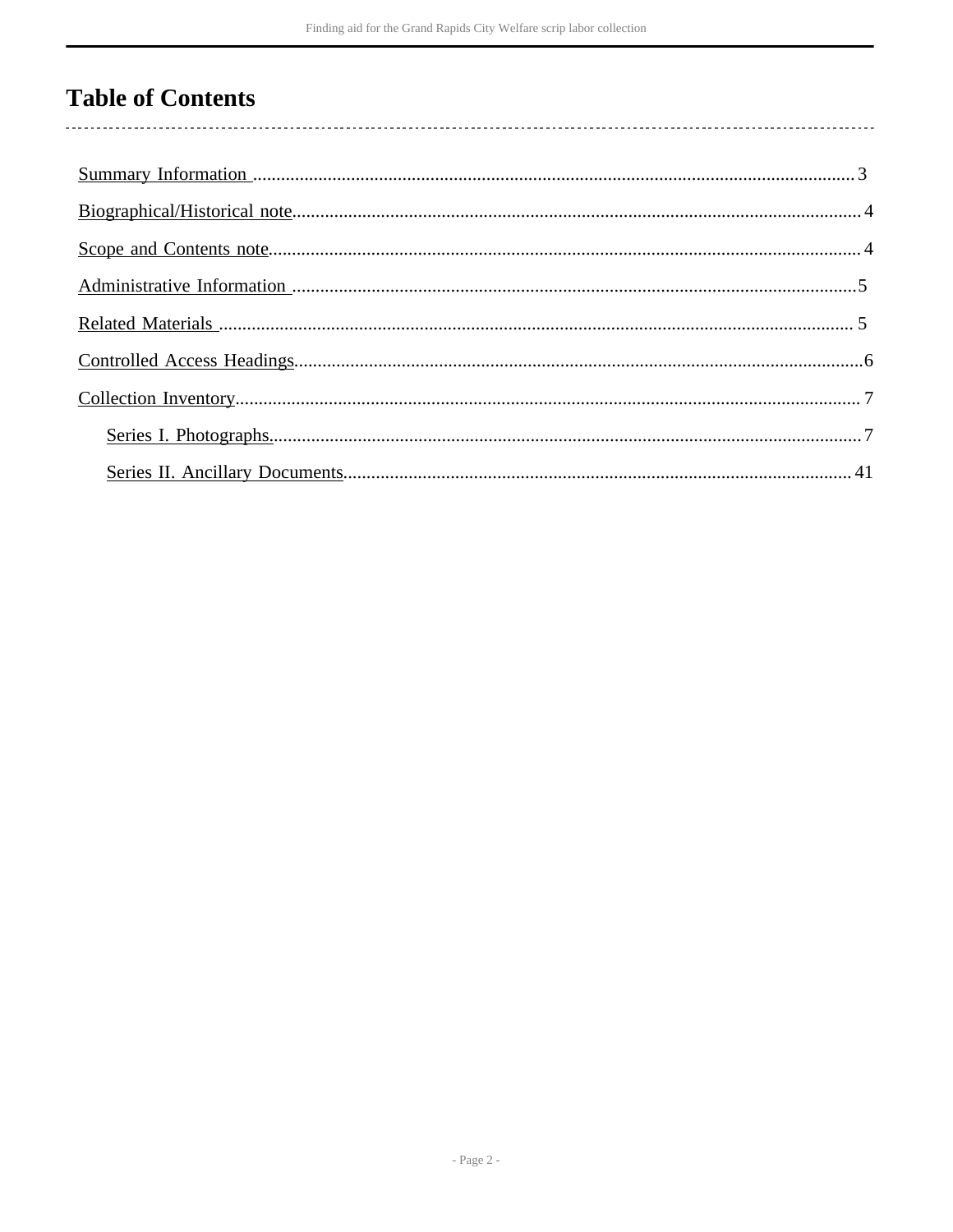# Table of Contents

- Summary Information ..... 3
- Biographical/Historical note ..... 4
- Scope and Contents note ..... 4
- Administrative Information ..... 5
- Related Materials ..... 5
- Controlled Access Headings ..... 6
- Collection Inventory ..... 7
  - Series I. Photographs. ..... 7
  - Series II. Ancillary Documents ..... 41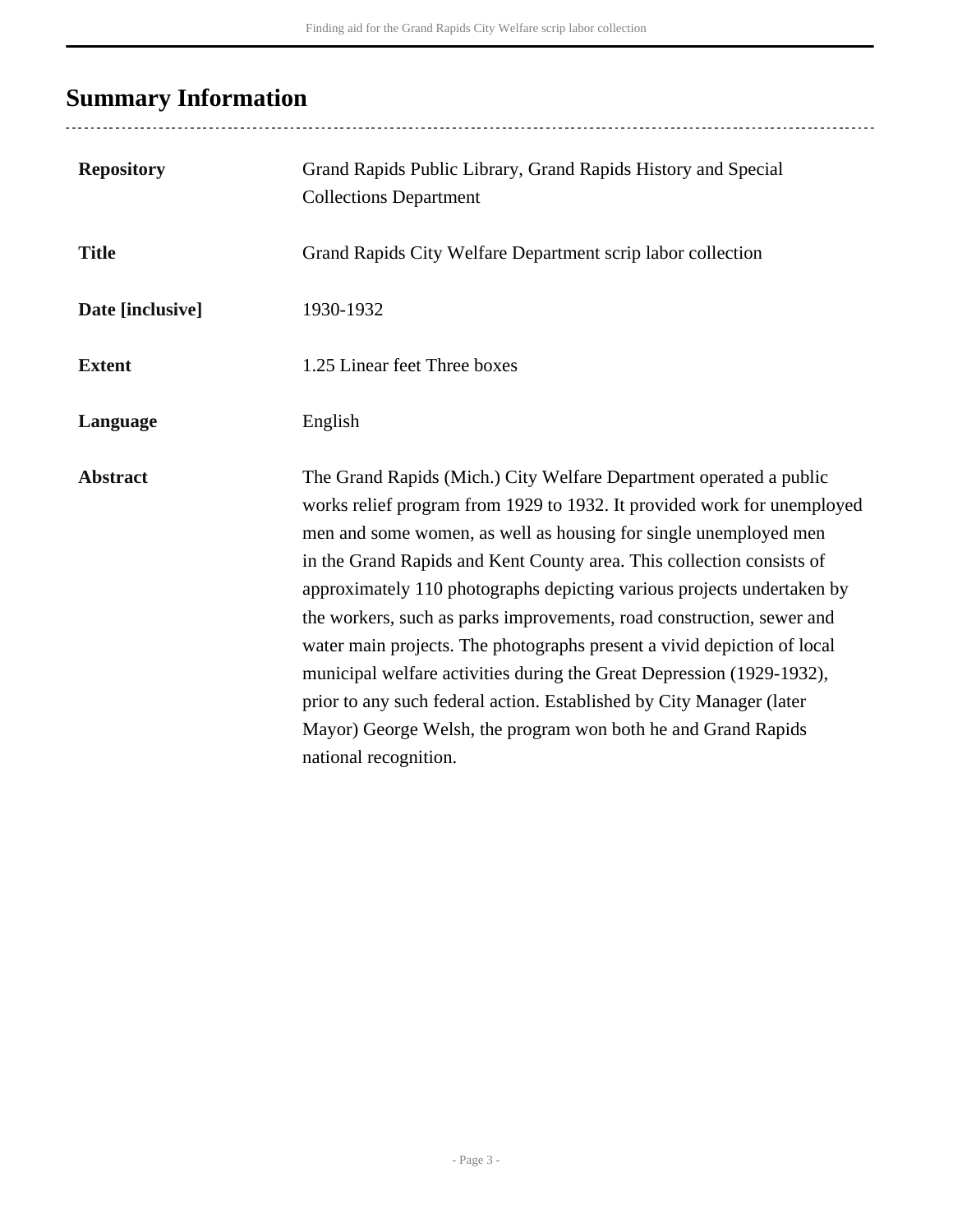## Summary Information

| | |
|---|---|
| **Repository** | Grand Rapids Public Library, Grand Rapids History and Special Collections Department |
| **Title** | Grand Rapids City Welfare Department scrip labor collection |
| **Date [inclusive]** | 1930-1932 |
| **Extent** | 1.25 Linear feet Three boxes |
| **Language** | English |
| **Abstract** | The Grand Rapids (Mich.) City Welfare Department operated a public works relief program from 1929 to 1932. It provided work for unemployed men and some women, as well as housing for single unemployed men in the Grand Rapids and Kent County area. This collection consists of approximately 110 photographs depicting various projects undertaken by the workers, such as parks improvements, road construction, sewer and water main projects. The photographs present a vivid depiction of local municipal welfare activities during the Great Depression (1929-1932), prior to any such federal action. Established by City Manager (later Mayor) George Welsh, the program won both he and Grand Rapids national recognition. |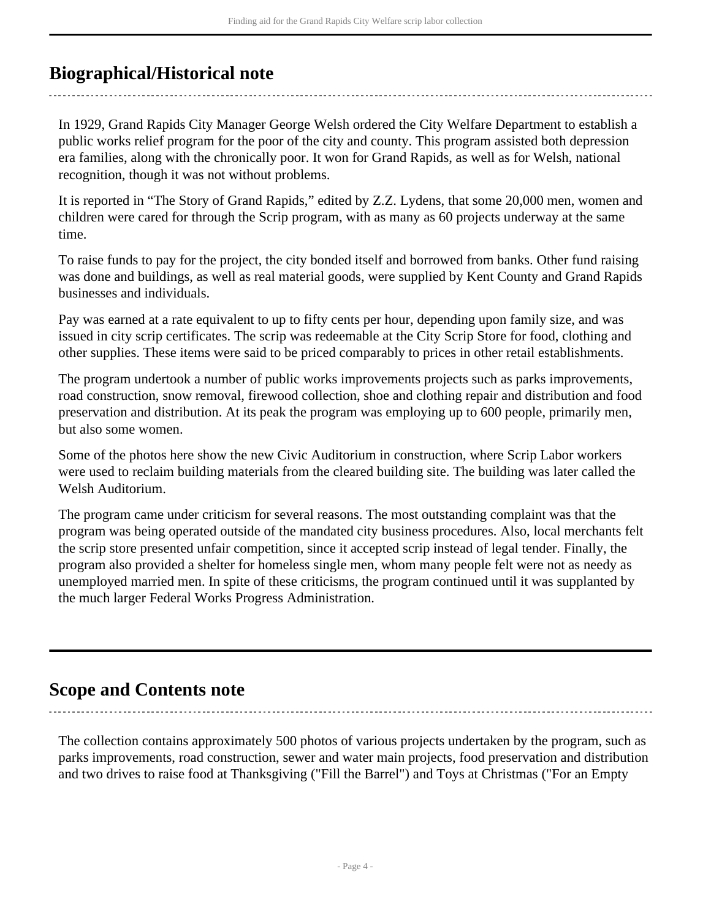## Biographical/Historical note

In 1929, Grand Rapids City Manager George Welsh ordered the City Welfare Department to establish a public works relief program for the poor of the city and county. This program assisted both depression era families, along with the chronically poor. It won for Grand Rapids, as well as for Welsh, national recognition, though it was not without problems.

It is reported in "The Story of Grand Rapids," edited by Z.Z. Lydens, that some 20,000 men, women and children were cared for through the Scrip program, with as many as 60 projects underway at the same time.

To raise funds to pay for the project, the city bonded itself and borrowed from banks. Other fund raising was done and buildings, as well as real material goods, were supplied by Kent County and Grand Rapids businesses and individuals.

Pay was earned at a rate equivalent to up to fifty cents per hour, depending upon family size, and was issued in city scrip certificates. The scrip was redeemable at the City Scrip Store for food, clothing and other supplies. These items were said to be priced comparably to prices in other retail establishments.

The program undertook a number of public works improvements projects such as parks improvements, road construction, snow removal, firewood collection, shoe and clothing repair and distribution and food preservation and distribution. At its peak the program was employing up to 600 people, primarily men, but also some women.

Some of the photos here show the new Civic Auditorium in construction, where Scrip Labor workers were used to reclaim building materials from the cleared building site. The building was later called the Welsh Auditorium.

The program came under criticism for several reasons. The most outstanding complaint was that the program was being operated outside of the mandated city business procedures. Also, local merchants felt the scrip store presented unfair competition, since it accepted scrip instead of legal tender. Finally, the program also provided a shelter for homeless single men, whom many people felt were not as needy as unemployed married men. In spite of these criticisms, the program continued until it was supplanted by the much larger Federal Works Progress Administration.

## Scope and Contents note

The collection contains approximately 500 photos of various projects undertaken by the program, such as parks improvements, road construction, sewer and water main projects, food preservation and distribution and two drives to raise food at Thanksgiving ("Fill the Barrel") and Toys at Christmas ("For an Empty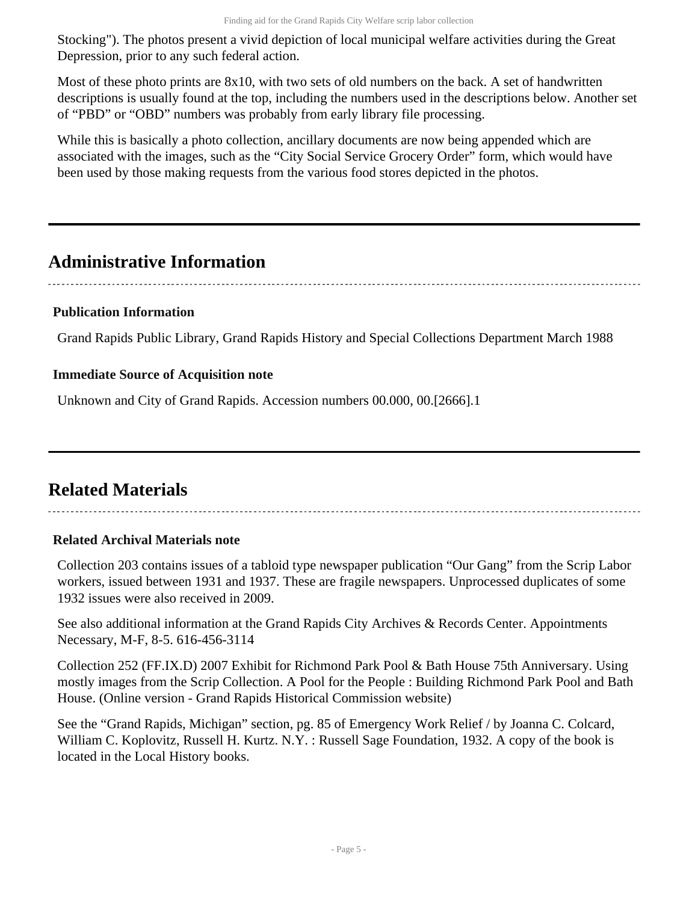Stocking"). The photos present a vivid depiction of local municipal welfare activities during the Great Depression, prior to any such federal action.

Most of these photo prints are 8x10, with two sets of old numbers on the back. A set of handwritten descriptions is usually found at the top, including the numbers used in the descriptions below. Another set of "PBD" or "OBD" numbers was probably from early library file processing.

While this is basically a photo collection, ancillary documents are now being appended which are associated with the images, such as the "City Social Service Grocery Order" form, which would have been used by those making requests from the various food stores depicted in the photos.

## Administrative Information

### Publication Information

Grand Rapids Public Library, Grand Rapids History and Special Collections Department March 1988

### Immediate Source of Acquisition note

Unknown and City of Grand Rapids. Accession numbers 00.000, 00.[2666].1

## Related Materials

### Related Archival Materials note

Collection 203 contains issues of a tabloid type newspaper publication "Our Gang" from the Scrip Labor workers, issued between 1931 and 1937. These are fragile newspapers. Unprocessed duplicates of some 1932 issues were also received in 2009.

See also additional information at the Grand Rapids City Archives & Records Center. Appointments Necessary, M-F, 8-5. 616-456-3114

Collection 252 (FF.IX.D) 2007 Exhibit for Richmond Park Pool & Bath House 75th Anniversary. Using mostly images from the Scrip Collection. A Pool for the People : Building Richmond Park Pool and Bath House. (Online version - Grand Rapids Historical Commission website)

See the "Grand Rapids, Michigan" section, pg. 85 of Emergency Work Relief / by Joanna C. Colcard, William C. Koplovitz, Russell H. Kurtz. N.Y. : Russell Sage Foundation, 1932. A copy of the book is located in the Local History books.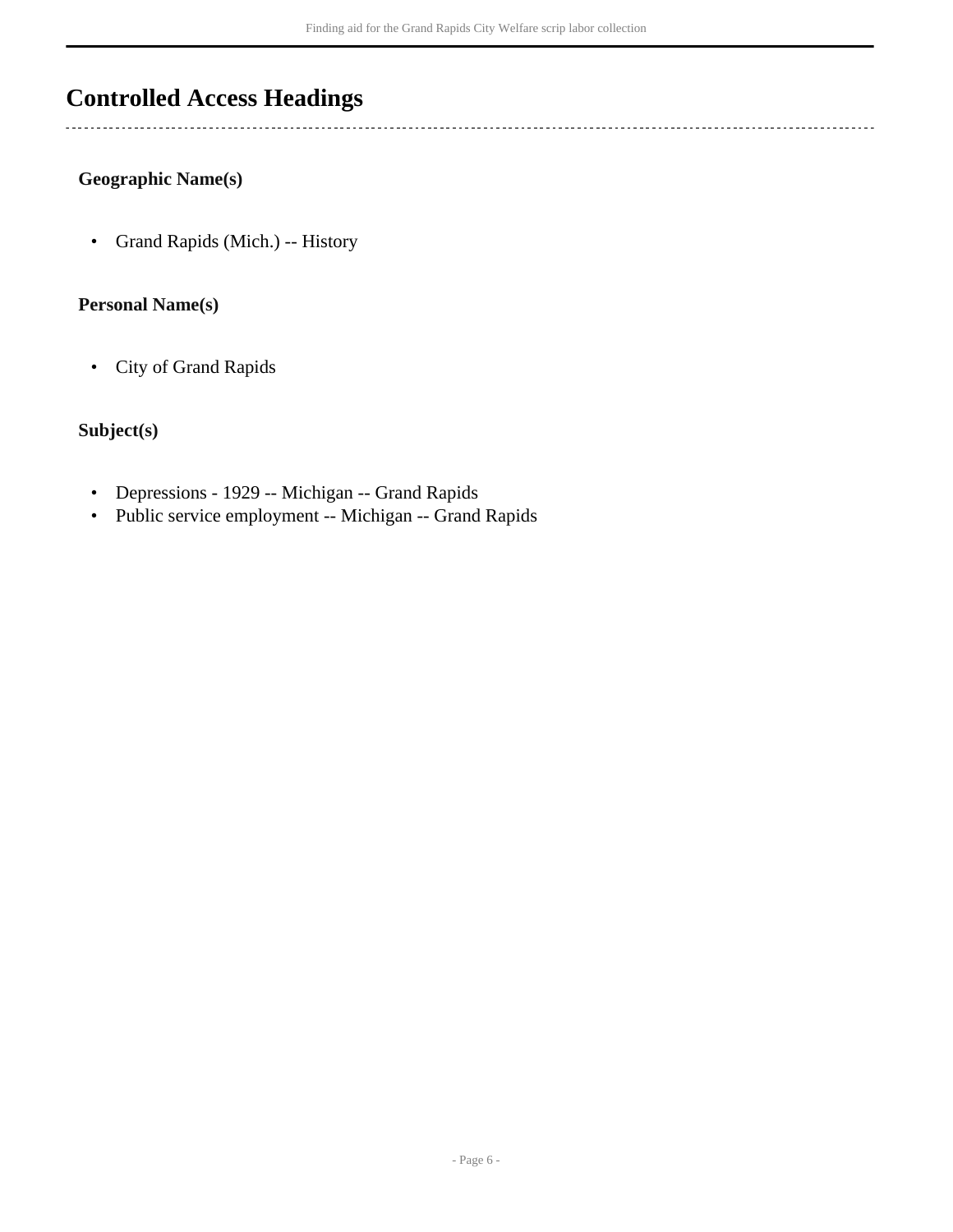## Controlled Access Headings

### Geographic Name(s)

- Grand Rapids (Mich.) -- History

### Personal Name(s)

- City of Grand Rapids

### Subject(s)

- Depressions - 1929 -- Michigan -- Grand Rapids
- Public service employment -- Michigan -- Grand Rapids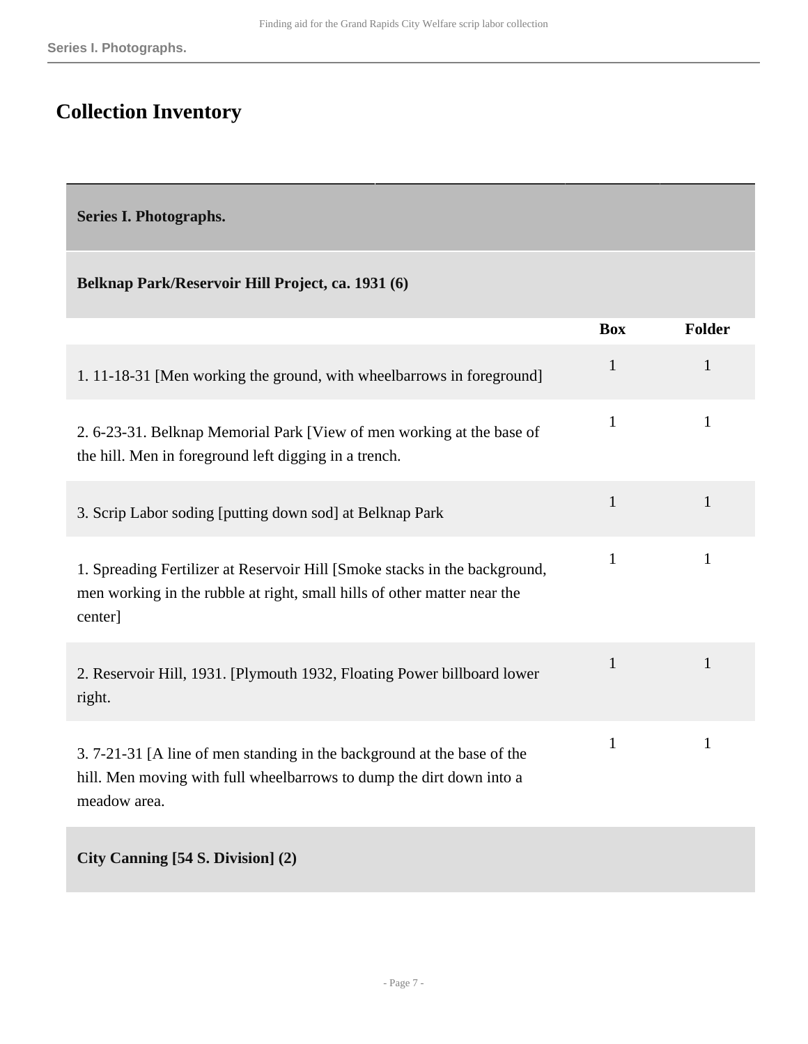## Collection Inventory

| Series I. Photographs. | | |
|---|---|---|
| **Belknap Park/Reservoir Hill Project, ca. 1931 (6)** | | |
| | **Box** | **Folder** |
| 1. 11-18-31 [Men working the ground, with wheelbarrows in foreground] | 1 | 1 |
| 2. 6-23-31. Belknap Memorial Park [View of men working at the base of the hill. Men in foreground left digging in a trench. | 1 | 1 |
| 3. Scrip Labor soding [putting down sod] at Belknap Park | 1 | 1 |
| 1. Spreading Fertilizer at Reservoir Hill [Smoke stacks in the background, men working in the rubble at right, small hills of other matter near the center] | 1 | 1 |
| 2. Reservoir Hill, 1931. [Plymouth 1932, Floating Power billboard lower right. | 1 | 1 |
| 3. 7-21-31 [A line of men standing in the background at the base of the hill. Men moving with full wheelbarrows to dump the dirt down into a meadow area. | 1 | 1 |
| **City Canning [54 S. Division] (2)** | | |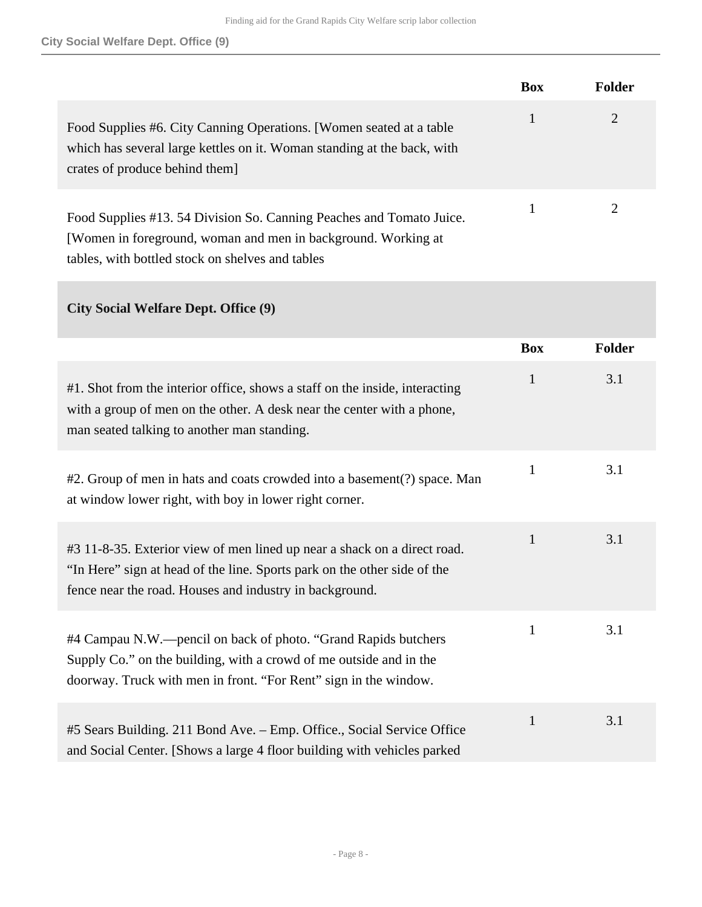| | Box | Folder |
|---|---|---|
| Food Supplies #6. City Canning Operations. [Women seated at a table which has several large kettles on it. Woman standing at the back, with crates of produce behind them] | 1 | 2 |
| Food Supplies #13. 54 Division So. Canning Peaches and Tomato Juice. [Women in foreground, woman and men in background. Working at tables, with bottled stock on shelves and tables | 1 | 2 |

### City Social Welfare Dept. Office (9)

| | Box | Folder |
|---|---|---|
| #1. Shot from the interior office, shows a staff on the inside, interacting with a group of men on the other. A desk near the center with a phone, man seated talking to another man standing. | 1 | 3.1 |
| #2. Group of men in hats and coats crowded into a basement(?) space. Man at window lower right, with boy in lower right corner. | 1 | 3.1 |
| #3 11-8-35. Exterior view of men lined up near a shack on a direct road. “In Here” sign at head of the line. Sports park on the other side of the fence near the road. Houses and industry in background. | 1 | 3.1 |
| #4 Campau N.W.—pencil on back of photo. “Grand Rapids butchers Supply Co.” on the building, with a crowd of me outside and in the doorway. Truck with men in front. “For Rent” sign in the window. | 1 | 3.1 |
| #5 Sears Building. 211 Bond Ave. – Emp. Office., Social Service Office and Social Center. [Shows a large 4 floor building with vehicles parked | 1 | 3.1 |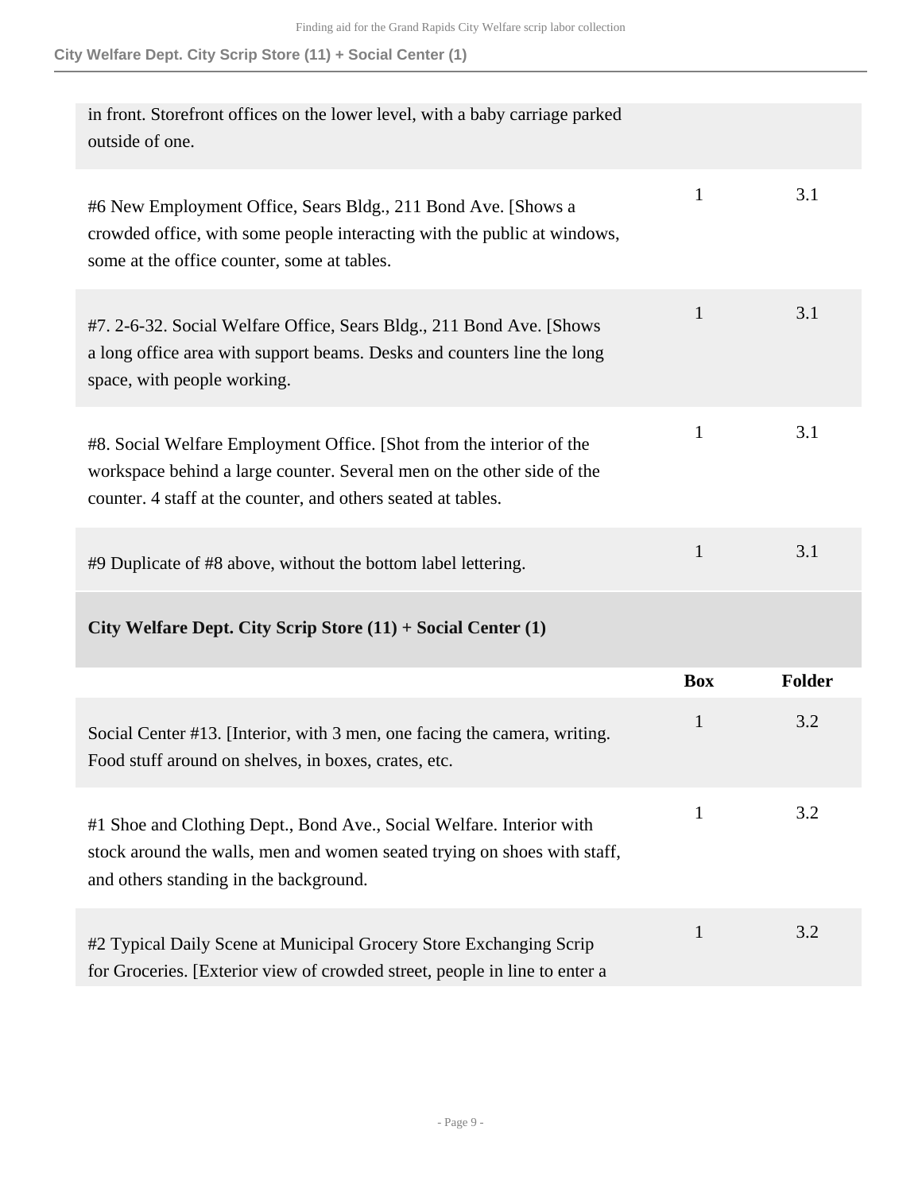| | Box | Folder |
|---|---|---|
| in front. Storefront offices on the lower level, with a baby carriage parked outside of one. | | |
| #6 New Employment Office, Sears Bldg., 211 Bond Ave. [Shows a crowded office, with some people interacting with the public at windows, some at the office counter, some at tables. | 1 | 3.1 |
| #7. 2-6-32. Social Welfare Office, Sears Bldg., 211 Bond Ave. [Shows a long office area with support beams. Desks and counters line the long space, with people working. | 1 | 3.1 |
| #8. Social Welfare Employment Office. [Shot from the interior of the workspace behind a large counter. Several men on the other side of the counter. 4 staff at the counter, and others seated at tables. | 1 | 3.1 |
| #9 Duplicate of #8 above, without the bottom label lettering. | 1 | 3.1 |

**City Welfare Dept. City Scrip Store (11) + Social Center (1)**

| | Box | Folder |
|---|---|---|
| Social Center #13. [Interior, with 3 men, one facing the camera, writing. Food stuff around on shelves, in boxes, crates, etc. | 1 | 3.2 |
| #1 Shoe and Clothing Dept., Bond Ave., Social Welfare. Interior with stock around the walls, men and women seated trying on shoes with staff, and others standing in the background. | 1 | 3.2 |
| #2 Typical Daily Scene at Municipal Grocery Store Exchanging Scrip for Groceries. [Exterior view of crowded street, people in line to enter a | 1 | 3.2 |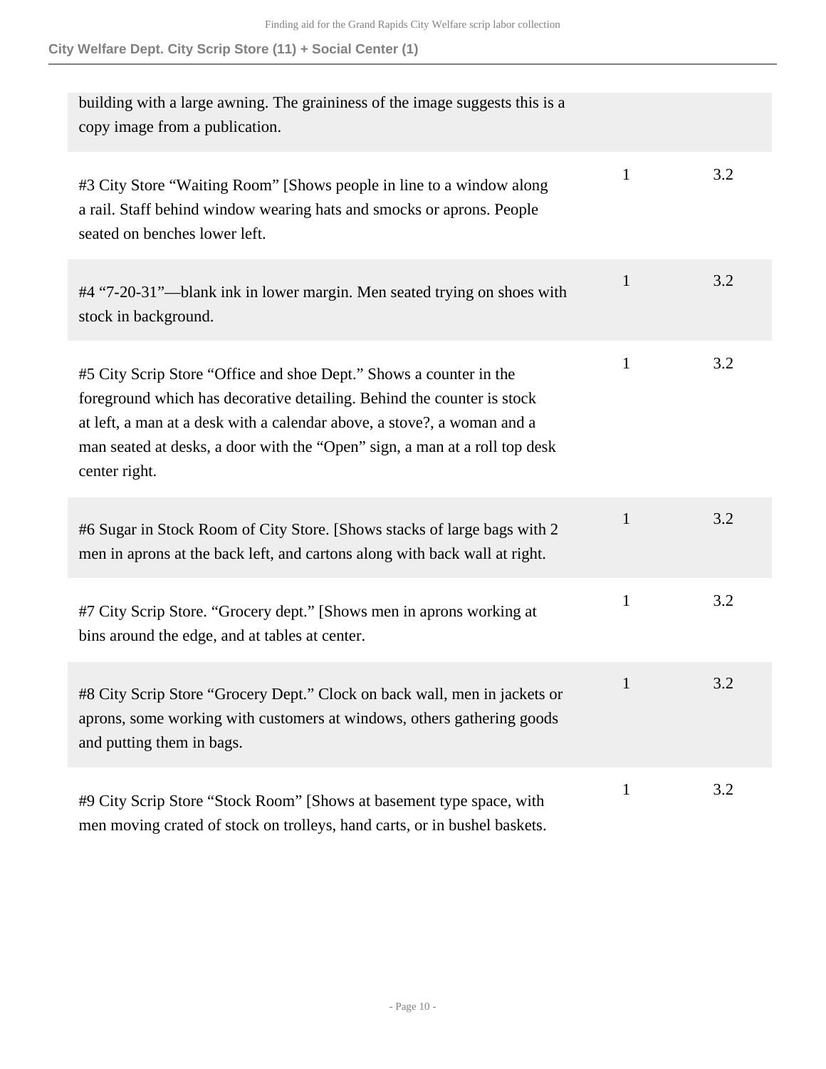| | | |
|---|---|---|
| building with a large awning. The graininess of the image suggests this is a copy image from a publication. | | |
| #3 City Store "Waiting Room" [Shows people in line to a window along a rail. Staff behind window wearing hats and smocks or aprons. People seated on benches lower left. | 1 | 3.2 |
| #4 "7-20-31"—blank ink in lower margin. Men seated trying on shoes with stock in background. | 1 | 3.2 |
| #5 City Scrip Store "Office and shoe Dept." Shows a counter in the foreground which has decorative detailing. Behind the counter is stock at left, a man at a desk with a calendar above, a stove?, a woman and a man seated at desks, a door with the "Open" sign, a man at a roll top desk center right. | 1 | 3.2 |
| #6 Sugar in Stock Room of City Store. [Shows stacks of large bags with 2 men in aprons at the back left, and cartons along with back wall at right. | 1 | 3.2 |
| #7 City Scrip Store. "Grocery dept." [Shows men in aprons working at bins around the edge, and at tables at center. | 1 | 3.2 |
| #8 City Scrip Store "Grocery Dept." Clock on back wall, men in jackets or aprons, some working with customers at windows, others gathering goods and putting them in bags. | 1 | 3.2 |
| #9 City Scrip Store "Stock Room" [Shows at basement type space, with men moving crated of stock on trolleys, hand carts, or in bushel baskets. | 1 | 3.2 |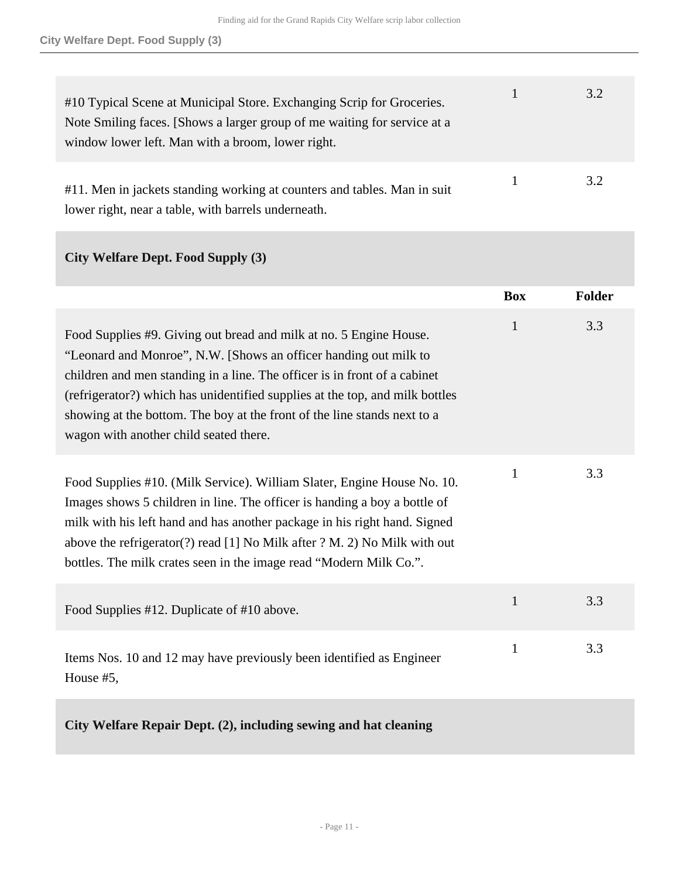| | Box | Folder |
|---|---|---|
| #10 Typical Scene at Municipal Store. Exchanging Scrip for Groceries. Note Smiling faces. [Shows a larger group of me waiting for service at a window lower left. Man with a broom, lower right. | 1 | 3.2 |
| #11. Men in jackets standing working at counters and tables. Man in suit lower right, near a table, with barrels underneath. | 1 | 3.2 |

### City Welfare Dept. Food Supply (3)

| | Box | Folder |
|---|---|---|
| Food Supplies #9. Giving out bread and milk at no. 5 Engine House. “Leonard and Monroe”, N.W. [Shows an officer handing out milk to children and men standing in a line. The officer is in front of a cabinet (refrigerator?) which has unidentified supplies at the top, and milk bottles showing at the bottom. The boy at the front of the line stands next to a wagon with another child seated there. | 1 | 3.3 |
| Food Supplies #10. (Milk Service). William Slater, Engine House No. 10. Images shows 5 children in line. The officer is handing a boy a bottle of milk with his left hand and has another package in his right hand. Signed above the refrigerator(?) read [1] No Milk after ? M. 2) No Milk with out bottles. The milk crates seen in the image read “Modern Milk Co.”. | 1 | 3.3 |
| Food Supplies #12. Duplicate of #10 above. | 1 | 3.3 |
| Items Nos. 10 and 12 may have previously been identified as Engineer House #5, | 1 | 3.3 |

### City Welfare Repair Dept. (2), including sewing and hat cleaning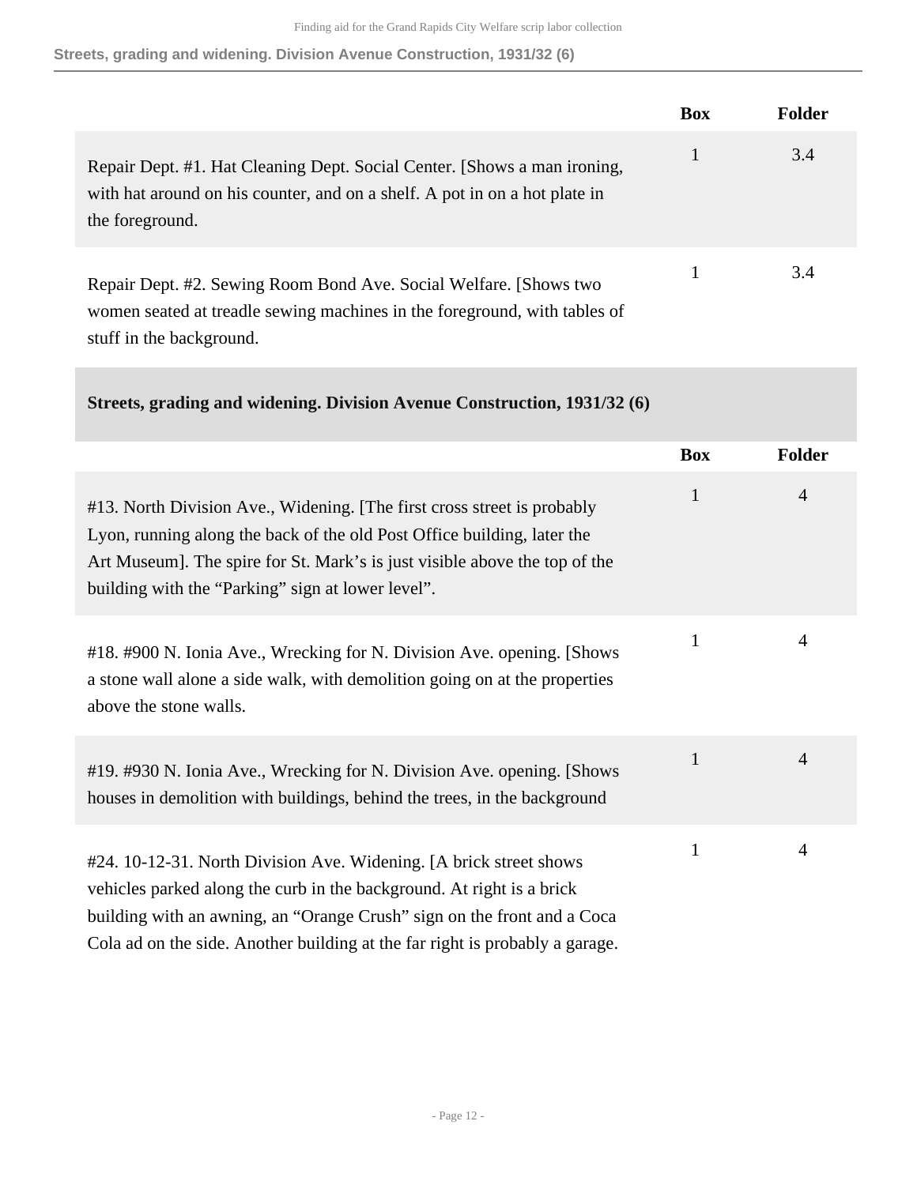| | Box | Folder |
|---|---|---|
| Repair Dept. #1. Hat Cleaning Dept. Social Center. [Shows a man ironing, with hat around on his counter, and on a shelf. A pot in on a hot plate in the foreground. | 1 | 3.4 |
| Repair Dept. #2. Sewing Room Bond Ave. Social Welfare. [Shows two women seated at treadle sewing machines in the foreground, with tables of stuff in the background. | 1 | 3.4 |

## Streets, grading and widening. Division Avenue Construction, 1931/32 (6)

| | Box | Folder |
|---|---|---|
| #13. North Division Ave., Widening. [The first cross street is probably Lyon, running along the back of the old Post Office building, later the Art Museum]. The spire for St. Mark's is just visible above the top of the building with the "Parking" sign at lower level". | 1 | 4 |
| #18. #900 N. Ionia Ave., Wrecking for N. Division Ave. opening. [Shows a stone wall alone a side walk, with demolition going on at the properties above the stone walls. | 1 | 4 |
| #19. #930 N. Ionia Ave., Wrecking for N. Division Ave. opening. [Shows houses in demolition with buildings, behind the trees, in the background | 1 | 4 |
| #24. 10-12-31. North Division Ave. Widening. [A brick street shows vehicles parked along the curb in the background. At right is a brick building with an awning, an "Orange Crush" sign on the front and a Coca Cola ad on the side. Another building at the far right is probably a garage. | 1 | 4 |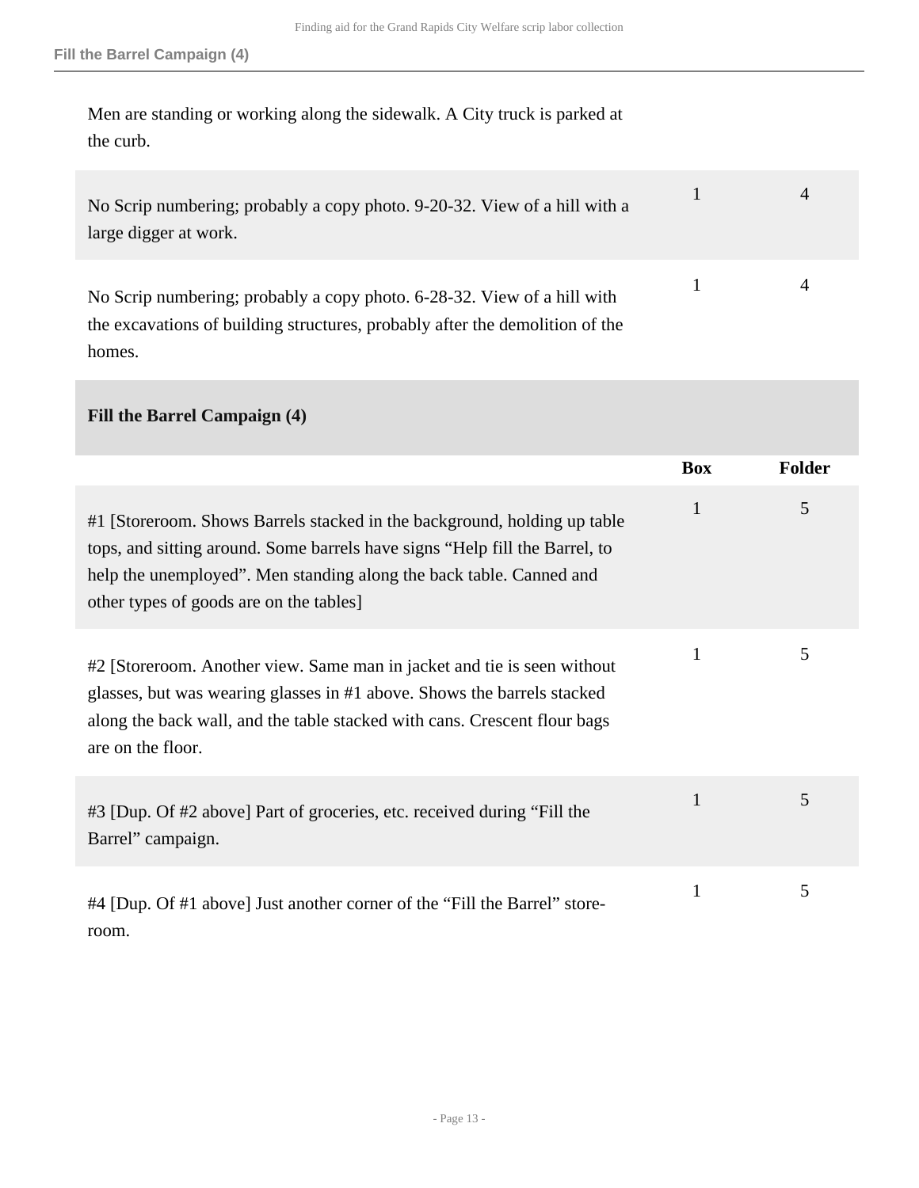| | Box | Folder |
|---|---|---|
| Men are standing or working along the sidewalk. A City truck is parked at the curb. | | |
| No Scrip numbering; probably a copy photo. 9-20-32. View of a hill with a large digger at work. | 1 | 4 |
| No Scrip numbering; probably a copy photo. 6-28-32. View of a hill with the excavations of building structures, probably after the demolition of the homes. | 1 | 4 |

### Fill the Barrel Campaign (4)

| | Box | Folder |
|---|---|---|
| #1 [Storeroom. Shows Barrels stacked in the background, holding up table tops, and sitting around. Some barrels have signs “Help fill the Barrel, to help the unemployed”. Men standing along the back table. Canned and other types of goods are on the tables] | 1 | 5 |
| #2 [Storeroom. Another view. Same man in jacket and tie is seen without glasses, but was wearing glasses in #1 above. Shows the barrels stacked along the back wall, and the table stacked with cans. Crescent flour bags are on the floor. | 1 | 5 |
| #3 [Dup. Of #2 above] Part of groceries, etc. received during “Fill the Barrel” campaign. | 1 | 5 |
| #4 [Dup. Of #1 above] Just another corner of the “Fill the Barrel” store-room. | 1 | 5 |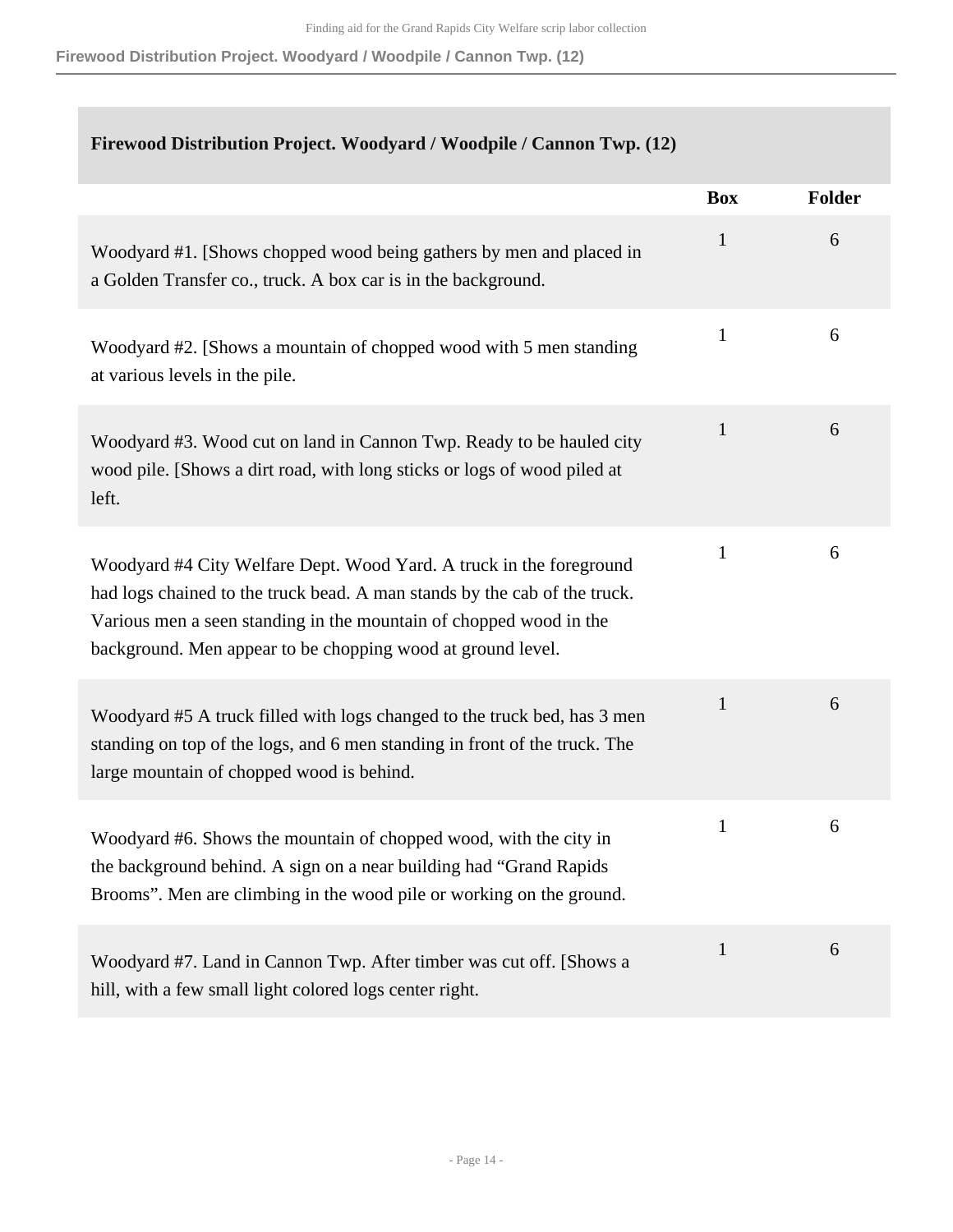## Firewood Distribution Project. Woodyard / Woodpile / Cannon Twp. (12)

| | Box | Folder |
|---|---|---|
| Woodyard #1. [Shows chopped wood being gathers by men and placed in a Golden Transfer co., truck. A box car is in the background. | 1 | 6 |
| Woodyard #2. [Shows a mountain of chopped wood with 5 men standing at various levels in the pile. | 1 | 6 |
| Woodyard #3. Wood cut on land in Cannon Twp. Ready to be hauled city wood pile. [Shows a dirt road, with long sticks or logs of wood piled at left. | 1 | 6 |
| Woodyard #4 City Welfare Dept. Wood Yard. A truck in the foreground had logs chained to the truck bead. A man stands by the cab of the truck. Various men a seen standing in the mountain of chopped wood in the background. Men appear to be chopping wood at ground level. | 1 | 6 |
| Woodyard #5 A truck filled with logs changed to the truck bed, has 3 men standing on top of the logs, and 6 men standing in front of the truck. The large mountain of chopped wood is behind. | 1 | 6 |
| Woodyard #6. Shows the mountain of chopped wood, with the city in the background behind. A sign on a near building had “Grand Rapids Brooms”. Men are climbing in the wood pile or working on the ground. | 1 | 6 |
| Woodyard #7. Land in Cannon Twp. After timber was cut off. [Shows a hill, with a few small light colored logs center right. | 1 | 6 |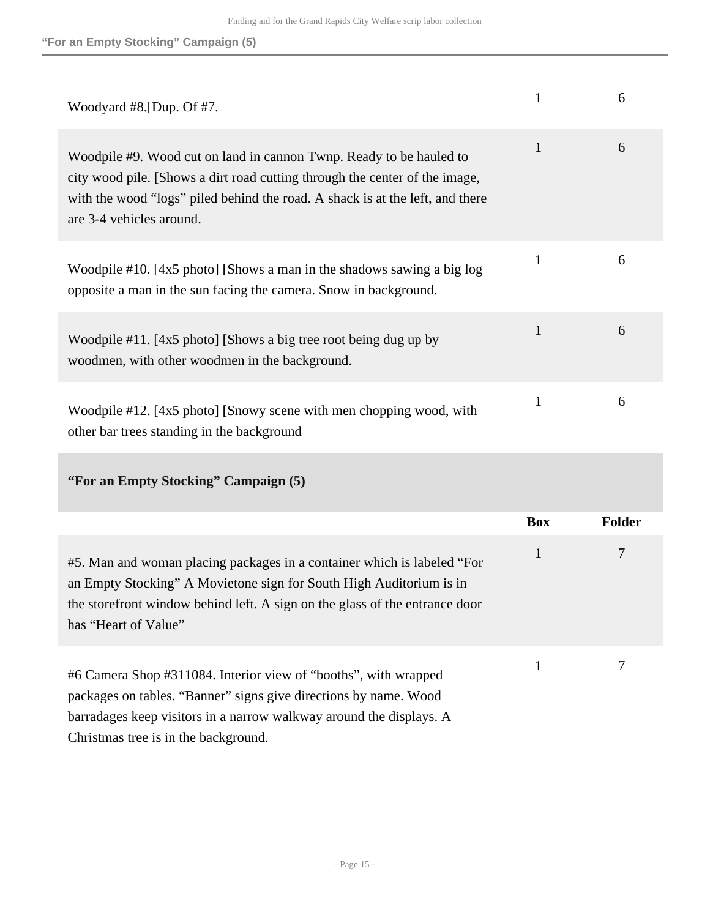| | Box | Folder |
|---|---|---|
| Woodyard #8.[Dup. Of #7. | 1 | 6 |
| Woodpile #9. Wood cut on land in cannon Twnp. Ready to be hauled to city wood pile. [Shows a dirt road cutting through the center of the image, with the wood "logs" piled behind the road. A shack is at the left, and there are 3-4 vehicles around. | 1 | 6 |
| Woodpile #10. [4x5 photo] [Shows a man in the shadows sawing a big log opposite a man in the sun facing the camera. Snow in background. | 1 | 6 |
| Woodpile #11. [4x5 photo] [Shows a big tree root being dug up by woodmen, with other woodmen in the background. | 1 | 6 |
| Woodpile #12. [4x5 photo] [Snowy scene with men chopping wood, with other bar trees standing in the background | 1 | 6 |

### "For an Empty Stocking" Campaign (5)

| | Box | Folder |
|---|---|---|
| #5. Man and woman placing packages in a container which is labeled "For an Empty Stocking" A Movietone sign for South High Auditorium is in the storefront window behind left. A sign on the glass of the entrance door has "Heart of Value" | 1 | 7 |
| #6 Camera Shop #311084. Interior view of "booths", with wrapped packages on tables. "Banner" signs give directions by name. Wood barradages keep visitors in a narrow walkway around the displays. A Christmas tree is in the background. | 1 | 7 |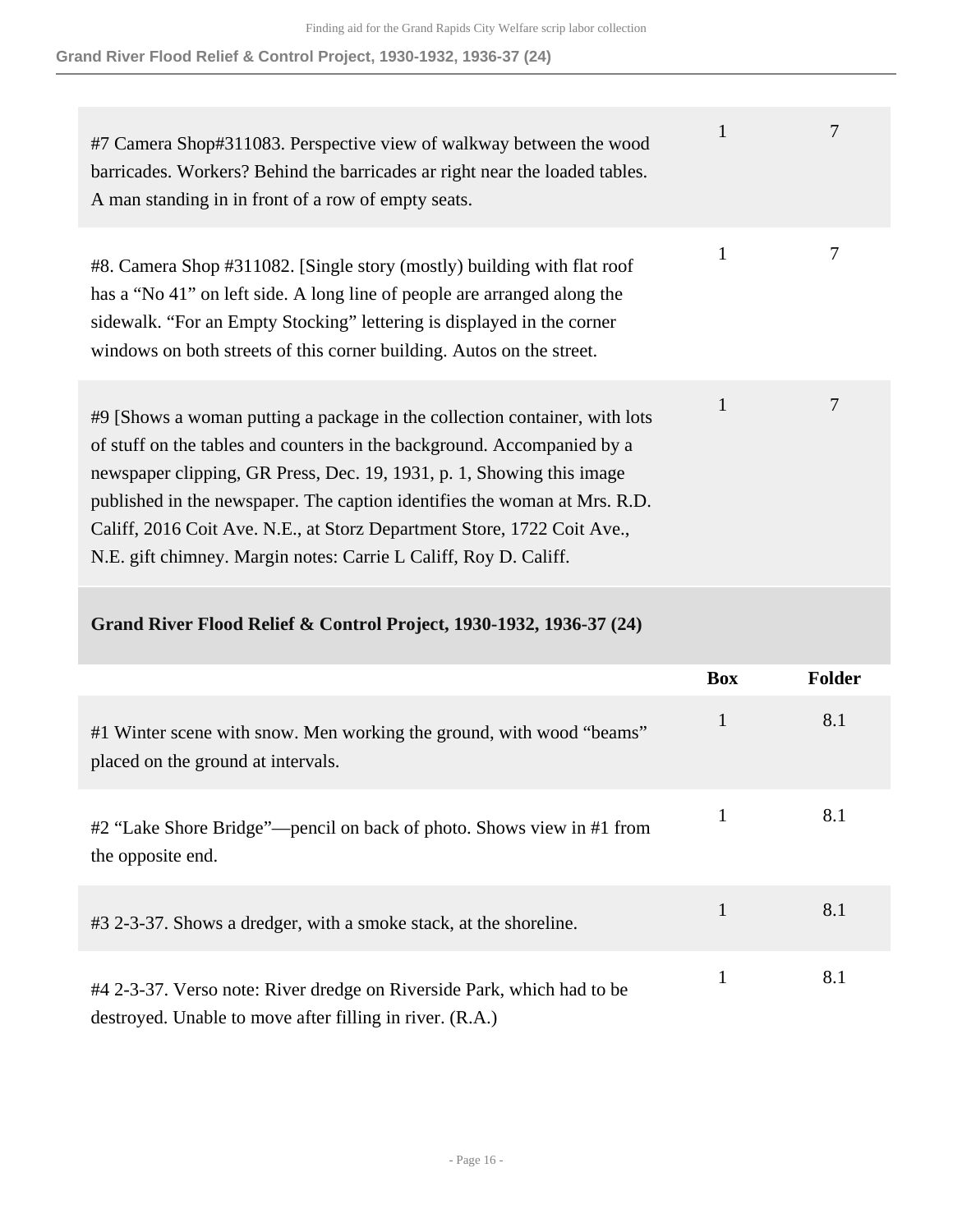| | Box | Folder |
|---|---|---|
| #7 Camera Shop#311083. Perspective view of walkway between the wood barricades. Workers? Behind the barricades ar right near the loaded tables. A man standing in in front of a row of empty seats. | 1 | 7 |
| #8. Camera Shop #311082. [Single story (mostly) building with flat roof has a “No 41” on left side. A long line of people are arranged along the sidewalk. “For an Empty Stocking” lettering is displayed in the corner windows on both streets of this corner building. Autos on the street. | 1 | 7 |
| #9 [Shows a woman putting a package in the collection container, with lots of stuff on the tables and counters in the background. Accompanied by a newspaper clipping, GR Press, Dec. 19, 1931, p. 1, Showing this image published in the newspaper. The caption identifies the woman at Mrs. R.D. Califf, 2016 Coit Ave. N.E., at Storz Department Store, 1722 Coit Ave., N.E. gift chimney. Margin notes: Carrie L Califf, Roy D. Califf. | 1 | 7 |

### Grand River Flood Relief & Control Project, 1930-1932, 1936-37 (24)

| | Box | Folder |
|---|---|---|
| #1 Winter scene with snow. Men working the ground, with wood “beams” placed on the ground at intervals. | 1 | 8.1 |
| #2 “Lake Shore Bridge”—pencil on back of photo. Shows view in #1 from the opposite end. | 1 | 8.1 |
| #3 2-3-37. Shows a dredger, with a smoke stack, at the shoreline. | 1 | 8.1 |
| #4 2-3-37. Verso note: River dredge on Riverside Park, which had to be destroyed. Unable to move after filling in river. (R.A.) | 1 | 8.1 |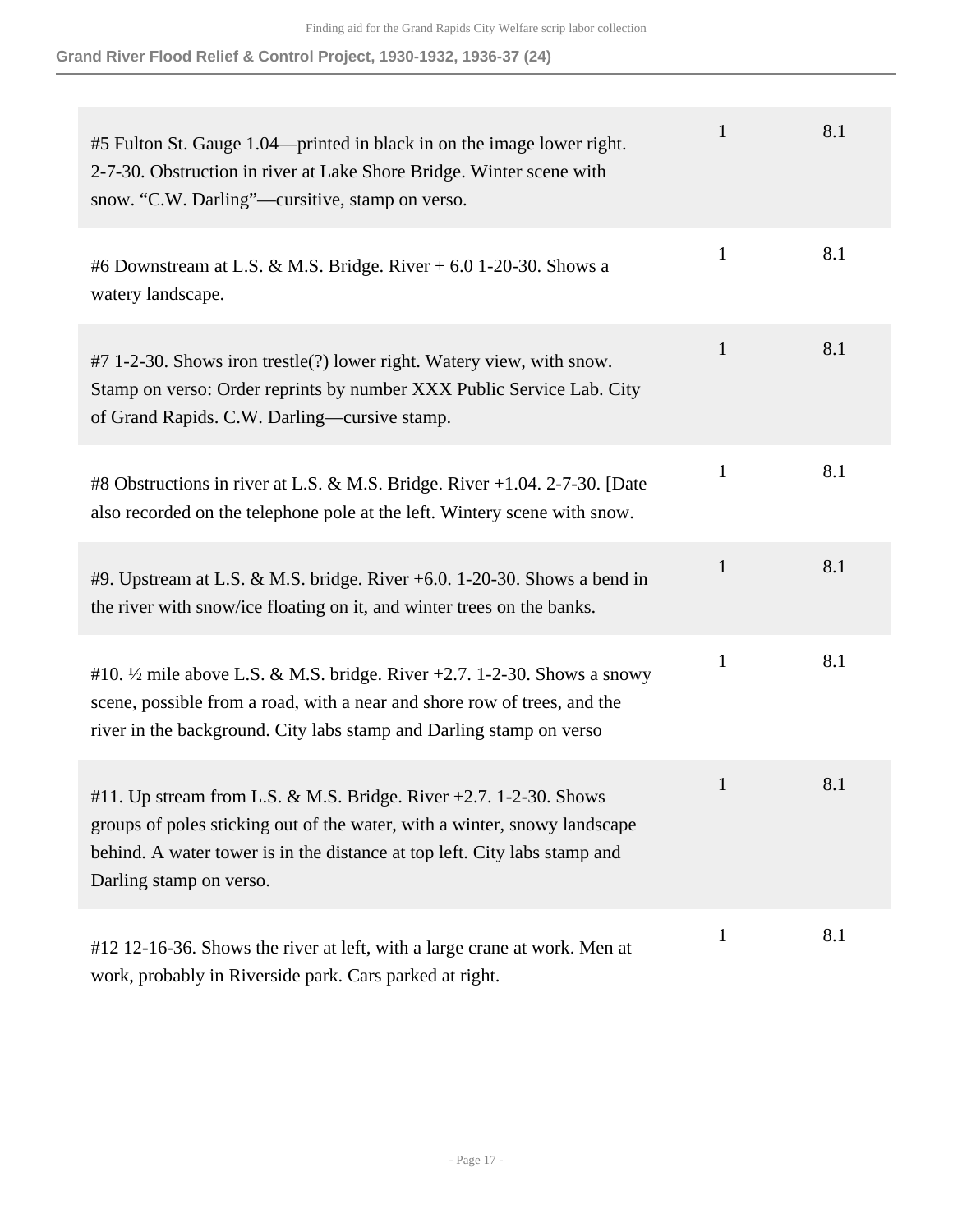## Grand River Flood Relief & Control Project, 1930-1932, 1936-37 (24)

| | | |
|---|---|---|
| #5 Fulton St. Gauge 1.04—printed in black in on the image lower right. 2-7-30. Obstruction in river at Lake Shore Bridge. Winter scene with snow. "C.W. Darling"—cursitive, stamp on verso. | 1 | 8.1 |
| #6 Downstream at L.S. & M.S. Bridge. River + 6.0 1-20-30. Shows a watery landscape. | 1 | 8.1 |
| #7 1-2-30. Shows iron trestle(?) lower right. Watery view, with snow. Stamp on verso: Order reprints by number XXX Public Service Lab. City of Grand Rapids. C.W. Darling—cursive stamp. | 1 | 8.1 |
| #8 Obstructions in river at L.S. & M.S. Bridge. River +1.04. 2-7-30. [Date also recorded on the telephone pole at the left. Wintery scene with snow. | 1 | 8.1 |
| #9. Upstream at L.S. & M.S. bridge. River +6.0. 1-20-30. Shows a bend in the river with snow/ice floating on it, and winter trees on the banks. | 1 | 8.1 |
| #10. ½ mile above L.S. & M.S. bridge. River +2.7. 1-2-30. Shows a snowy scene, possible from a road, with a near and shore row of trees, and the river in the background. City labs stamp and Darling stamp on verso | 1 | 8.1 |
| #11. Up stream from L.S. & M.S. Bridge. River +2.7. 1-2-30. Shows groups of poles sticking out of the water, with a winter, snowy landscape behind. A water tower is in the distance at top left. City labs stamp and Darling stamp on verso. | 1 | 8.1 |
| #12 12-16-36. Shows the river at left, with a large crane at work. Men at work, probably in Riverside park. Cars parked at right. | 1 | 8.1 |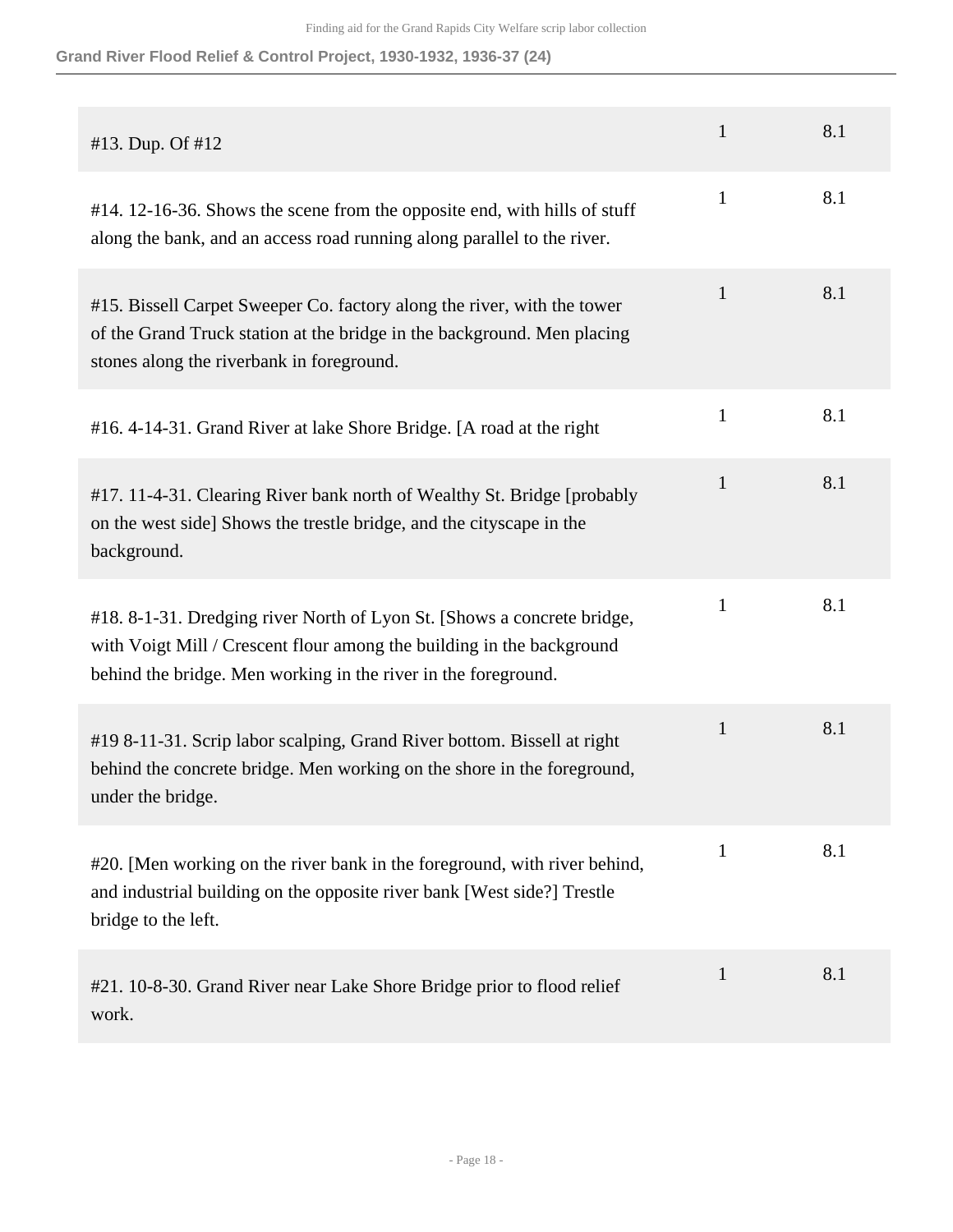## Grand River Flood Relief & Control Project, 1930-1932, 1936-37 (24)

| | | |
|---|---|---|
| #13. Dup. Of #12 | 1 | 8.1 |
| #14. 12-16-36. Shows the scene from the opposite end, with hills of stuff along the bank, and an access road running along parallel to the river. | 1 | 8.1 |
| #15. Bissell Carpet Sweeper Co. factory along the river, with the tower of the Grand Truck station at the bridge in the background. Men placing stones along the riverbank in foreground. | 1 | 8.1 |
| #16. 4-14-31. Grand River at lake Shore Bridge. [A road at the right | 1 | 8.1 |
| #17. 11-4-31. Clearing River bank north of Wealthy St. Bridge [probably on the west side] Shows the trestle bridge, and the cityscape in the background. | 1 | 8.1 |
| #18. 8-1-31. Dredging river North of Lyon St. [Shows a concrete bridge, with Voigt Mill / Crescent flour among the building in the background behind the bridge. Men working in the river in the foreground. | 1 | 8.1 |
| #19 8-11-31. Scrip labor scalping, Grand River bottom. Bissell at right behind the concrete bridge. Men working on the shore in the foreground, under the bridge. | 1 | 8.1 |
| #20. [Men working on the river bank in the foreground, with river behind, and industrial building on the opposite river bank [West side?] Trestle bridge to the left. | 1 | 8.1 |
| #21. 10-8-30. Grand River near Lake Shore Bridge prior to flood relief work. | 1 | 8.1 |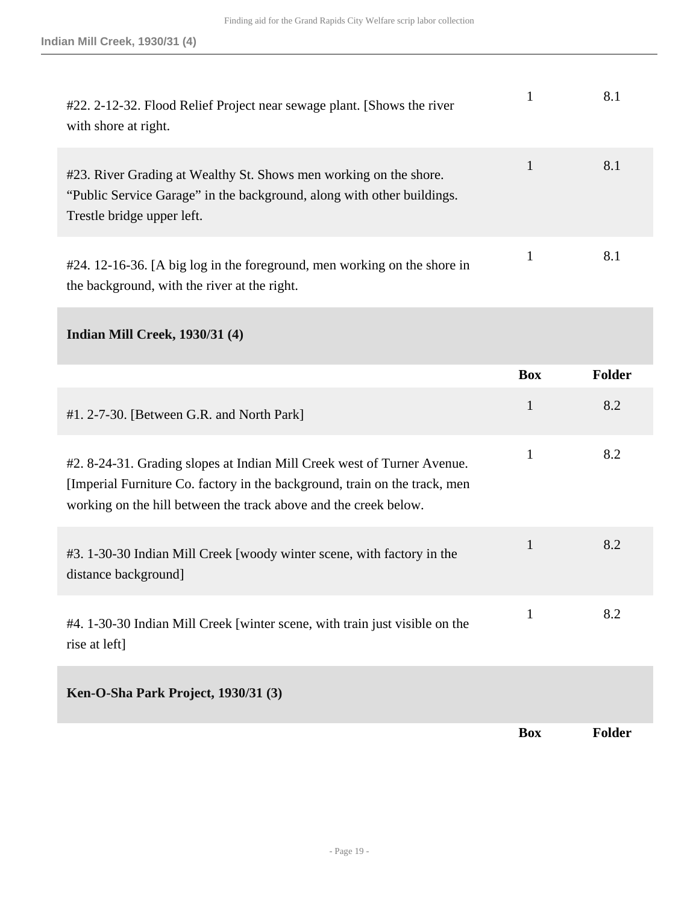| | Box | Folder |
| --- | --- | --- |
| #22. 2-12-32. Flood Relief Project near sewage plant. [Shows the river with shore at right. | 1 | 8.1 |
| #23. River Grading at Wealthy St. Shows men working on the shore. “Public Service Garage” in the background, along with other buildings. Trestle bridge upper left. | 1 | 8.1 |
| #24. 12-16-36. [A big log in the foreground, men working on the shore in the background, with the river at the right. | 1 | 8.1 |

### Indian Mill Creek, 1930/31 (4)

| | Box | Folder |
| --- | --- | --- |
| #1. 2-7-30. [Between G.R. and North Park] | 1 | 8.2 |
| #2. 8-24-31. Grading slopes at Indian Mill Creek west of Turner Avenue. [Imperial Furniture Co. factory in the background, train on the track, men working on the hill between the track above and the creek below. | 1 | 8.2 |
| #3. 1-30-30 Indian Mill Creek [woody winter scene, with factory in the distance background] | 1 | 8.2 |
| #4. 1-30-30 Indian Mill Creek [winter scene, with train just visible on the rise at left] | 1 | 8.2 |

### Ken-O-Sha Park Project, 1930/31 (3)

| | Box | Folder |
| --- | --- | --- |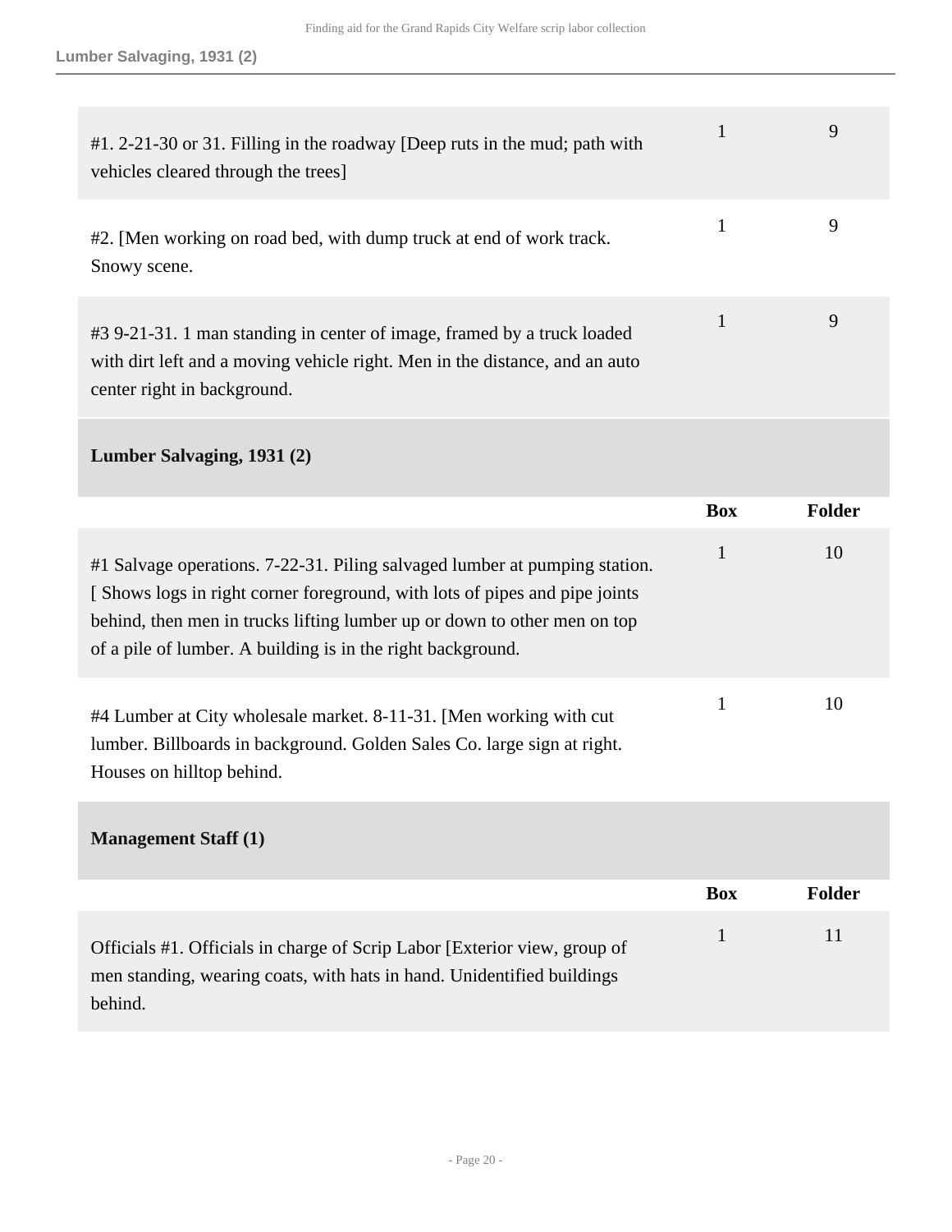| | Box | Folder |
|---|---|---|
| #1. 2-21-30 or 31. Filling in the roadway [Deep ruts in the mud; path with vehicles cleared through the trees] | 1 | 9 |
| #2. [Men working on road bed, with dump truck at end of work track. Snowy scene. | 1 | 9 |
| #3 9-21-31. 1 man standing in center of image, framed by a truck loaded with dirt left and a moving vehicle right. Men in the distance, and an auto center right in background. | 1 | 9 |

**Lumber Salvaging, 1931 (2)**

| | Box | Folder |
|---|---|---|
| #1 Salvage operations. 7-22-31. Piling salvaged lumber at pumping station. [ Shows logs in right corner foreground, with lots of pipes and pipe joints behind, then men in trucks lifting lumber up or down to other men on top of a pile of lumber. A building is in the right background. | 1 | 10 |
| #4 Lumber at City wholesale market. 8-11-31. [Men working with cut lumber. Billboards in background. Golden Sales Co. large sign at right. Houses on hilltop behind. | 1 | 10 |

**Management Staff (1)**

| | Box | Folder |
|---|---|---|
| Officials #1. Officials in charge of Scrip Labor [Exterior view, group of men standing, wearing coats, with hats in hand. Unidentified buildings behind. | 1 | 11 |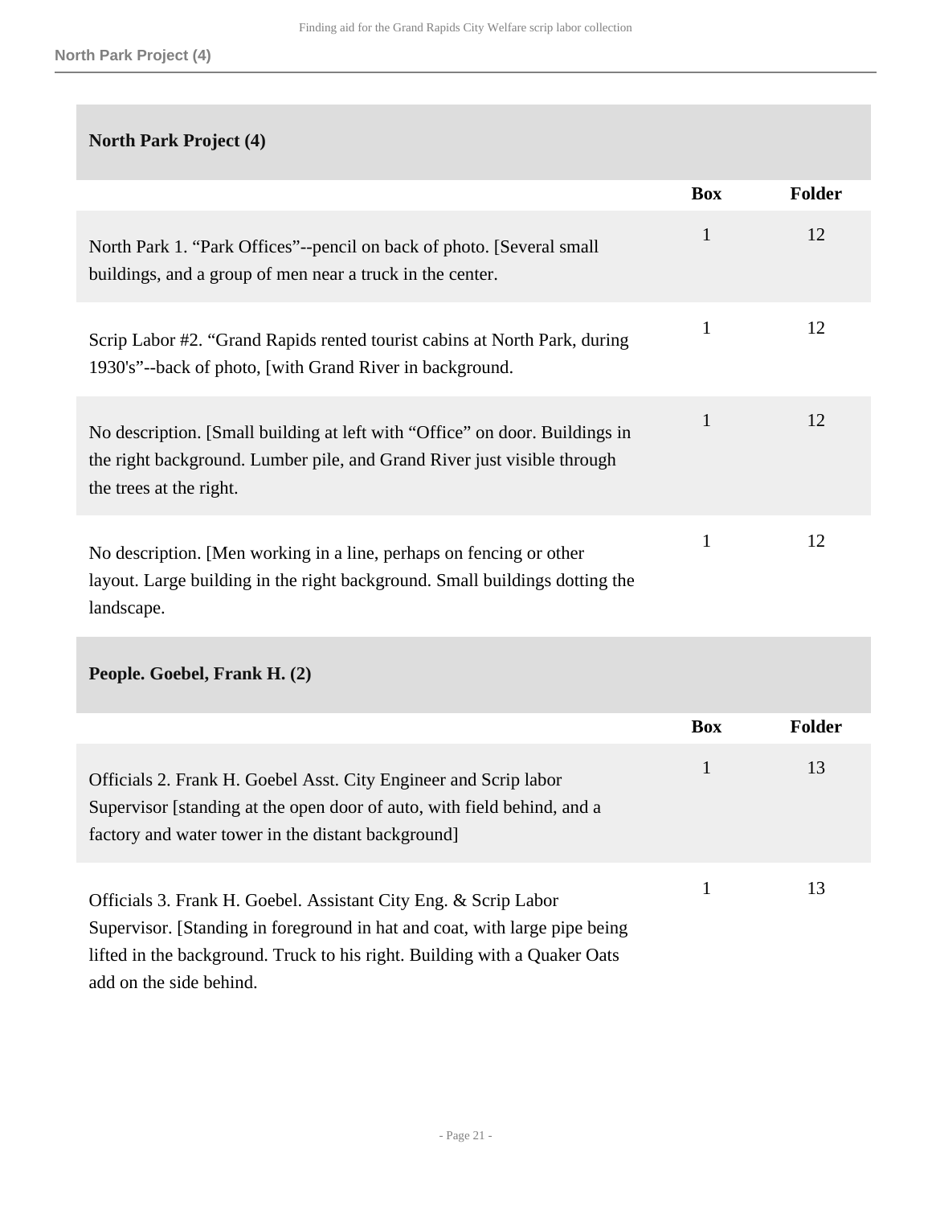## North Park Project (4)

| | Box | Folder |
|---|---|---|
| North Park 1. “Park Offices”--pencil on back of photo. [Several small buildings, and a group of men near a truck in the center. | 1 | 12 |
| Scrip Labor #2. “Grand Rapids rented tourist cabins at North Park, during 1930's”--back of photo, [with Grand River in background. | 1 | 12 |
| No description. [Small building at left with “Office” on door. Buildings in the right background. Lumber pile, and Grand River just visible through the trees at the right. | 1 | 12 |
| No description. [Men working in a line, perhaps on fencing or other layout. Large building in the right background. Small buildings dotting the landscape. | 1 | 12 |

## People. Goebel, Frank H. (2)

| | Box | Folder |
|---|---|---|
| Officials 2. Frank H. Goebel Asst. City Engineer and Scrip labor Supervisor [standing at the open door of auto, with field behind, and a factory and water tower in the distant background] | 1 | 13 |
| Officials 3. Frank H. Goebel. Assistant City Eng. & Scrip Labor Supervisor. [Standing in foreground in hat and coat, with large pipe being lifted in the background. Truck to his right. Building with a Quaker Oats add on the side behind. | 1 | 13 |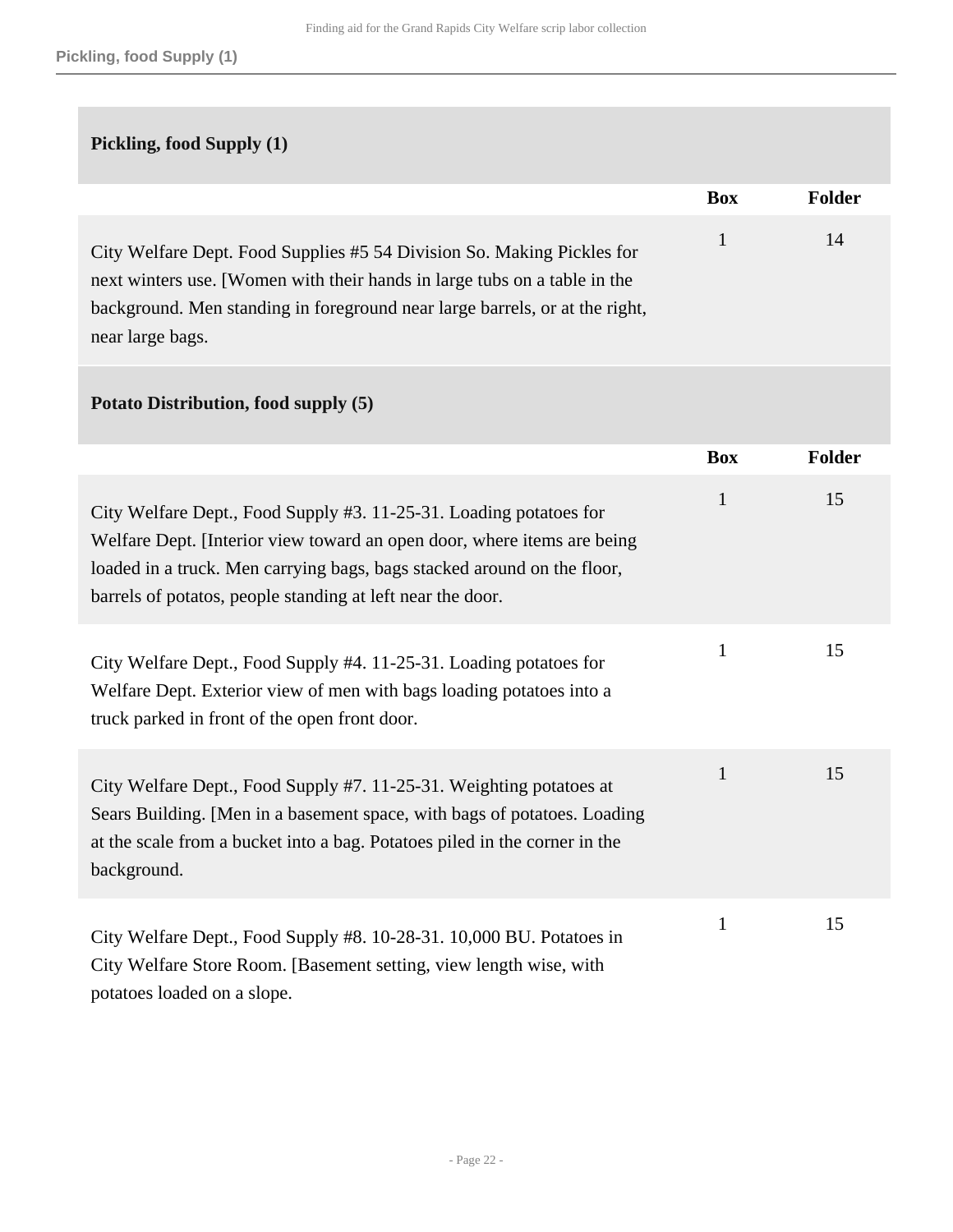## Pickling, food Supply (1)

| | Box | Folder |
|---|---|---|
| City Welfare Dept. Food Supplies #5 54 Division So. Making Pickles for next winters use. [Women with their hands in large tubs on a table in the background. Men standing in foreground near large barrels, or at the right, near large bags. | 1 | 14 |

## Potato Distribution, food supply (5)

| | Box | Folder |
|---|---|---|
| City Welfare Dept., Food Supply #3. 11-25-31. Loading potatoes for Welfare Dept. [Interior view toward an open door, where items are being loaded in a truck. Men carrying bags, bags stacked around on the floor, barrels of potatos, people standing at left near the door. | 1 | 15 |
| City Welfare Dept., Food Supply #4. 11-25-31. Loading potatoes for Welfare Dept. Exterior view of men with bags loading potatoes into a truck parked in front of the open front door. | 1 | 15 |
| City Welfare Dept., Food Supply #7. 11-25-31. Weighting potatoes at Sears Building. [Men in a basement space, with bags of potatoes. Loading at the scale from a bucket into a bag. Potatoes piled in the corner in the background. | 1 | 15 |
| City Welfare Dept., Food Supply #8. 10-28-31. 10,000 BU. Potatoes in City Welfare Store Room. [Basement setting, view length wise, with potatoes loaded on a slope. | 1 | 15 |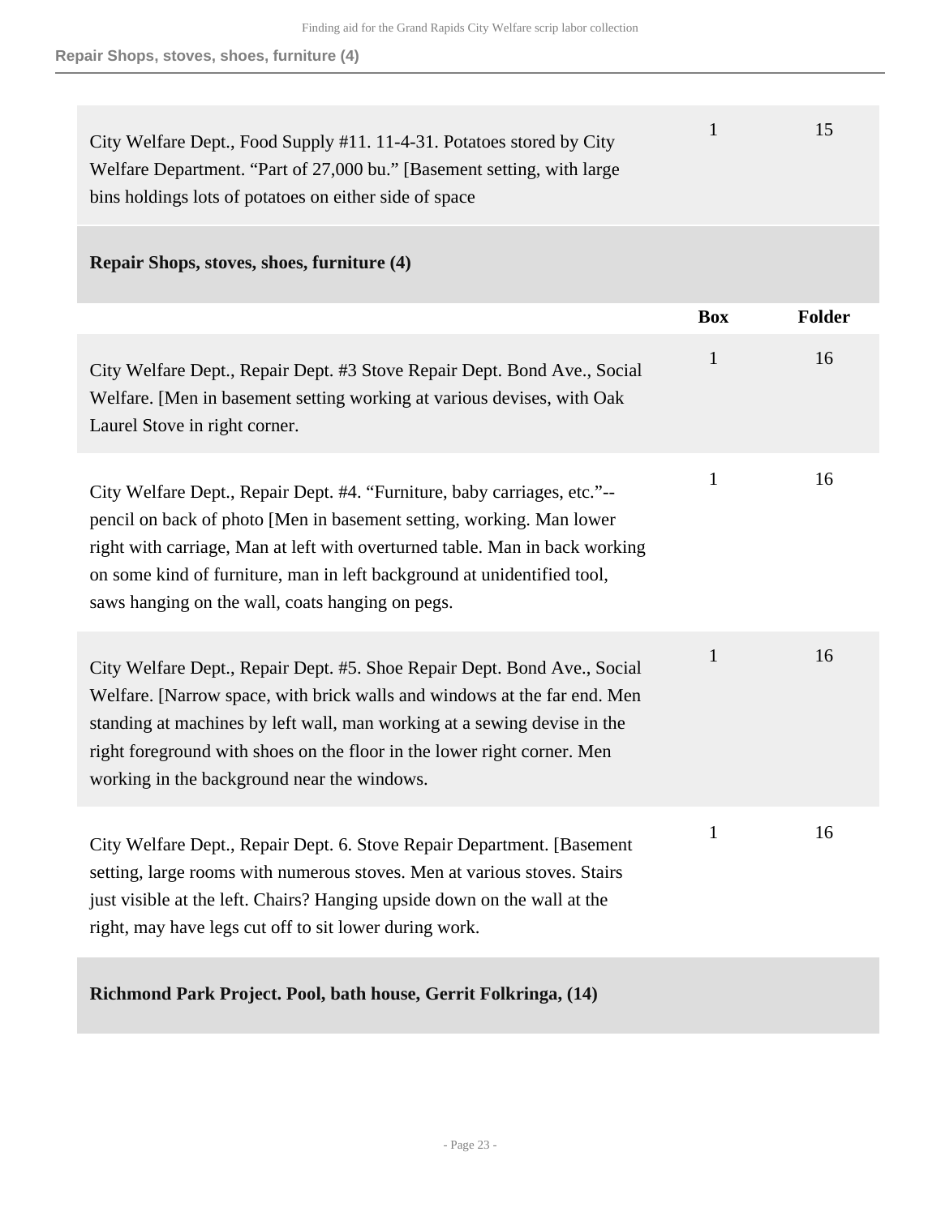| | Box | Folder |
|---|---|---|
| City Welfare Dept., Food Supply #11. 11-4-31. Potatoes stored by City Welfare Department. “Part of 27,000 bu.” [Basement setting, with large bins holdings lots of potatoes on either side of space | 1 | 15 |

## Repair Shops, stoves, shoes, furniture (4)

| | Box | Folder |
|---|---|---|
| City Welfare Dept., Repair Dept. #3 Stove Repair Dept. Bond Ave., Social Welfare. [Men in basement setting working at various devises, with Oak Laurel Stove in right corner. | 1 | 16 |
| City Welfare Dept., Repair Dept. #4. “Furniture, baby carriages, etc.”--pencil on back of photo [Men in basement setting, working. Man lower right with carriage, Man at left with overturned table. Man in back working on some kind of furniture, man in left background at unidentified tool, saws hanging on the wall, coats hanging on pegs. | 1 | 16 |
| City Welfare Dept., Repair Dept. #5. Shoe Repair Dept. Bond Ave., Social Welfare. [Narrow space, with brick walls and windows at the far end. Men standing at machines by left wall, man working at a sewing devise in the right foreground with shoes on the floor in the lower right corner. Men working in the background near the windows. | 1 | 16 |
| City Welfare Dept., Repair Dept. 6. Stove Repair Department. [Basement setting, large rooms with numerous stoves. Men at various stoves. Stairs just visible at the left. Chairs? Hanging upside down on the wall at the right, may have legs cut off to sit lower during work. | 1 | 16 |

## Richmond Park Project. Pool, bath house, Gerrit Folkringa, (14)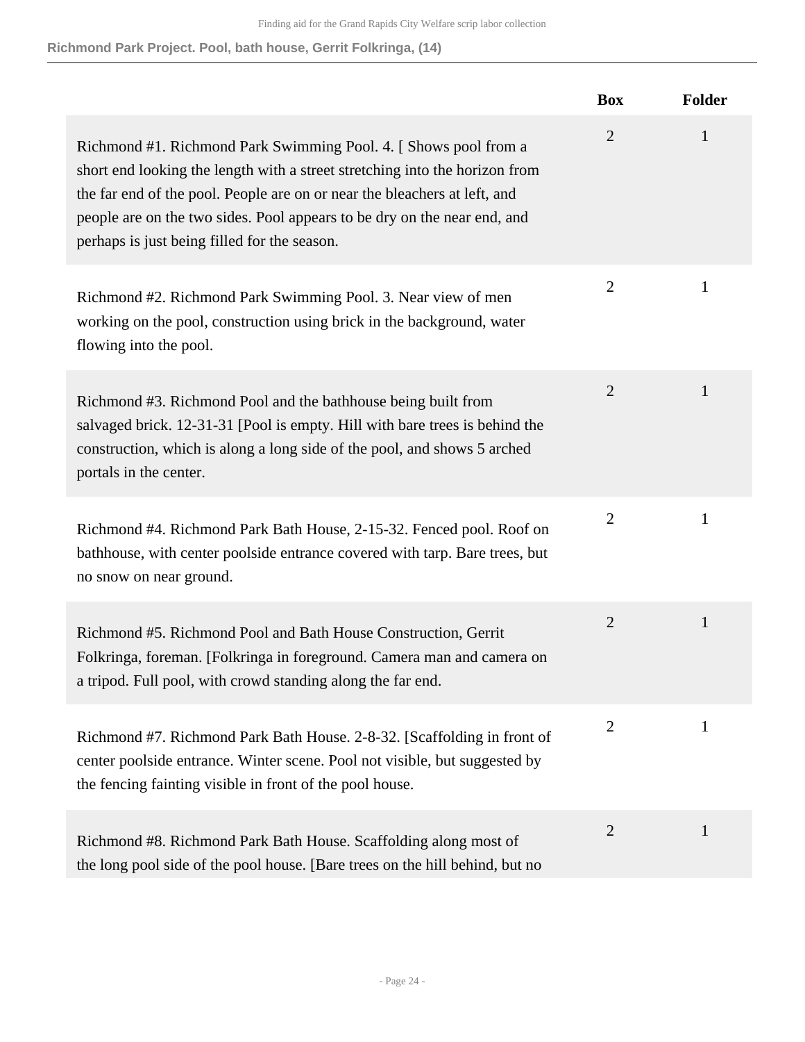**Richmond Park Project. Pool, bath house, Gerrit Folkringa, (14)**

| | Box | Folder |
|---|---|---|
| Richmond #1. Richmond Park Swimming Pool. 4. [ Shows pool from a short end looking the length with a street stretching into the horizon from the far end of the pool. People are on or near the bleachers at left, and people are on the two sides. Pool appears to be dry on the near end, and perhaps is just being filled for the season. | 2 | 1 |
| Richmond #2. Richmond Park Swimming Pool. 3. Near view of men working on the pool, construction using brick in the background, water flowing into the pool. | 2 | 1 |
| Richmond #3. Richmond Pool and the bathhouse being built from salvaged brick. 12-31-31 [Pool is empty. Hill with bare trees is behind the construction, which is along a long side of the pool, and shows 5 arched portals in the center. | 2 | 1 |
| Richmond #4. Richmond Park Bath House, 2-15-32. Fenced pool. Roof on bathhouse, with center poolside entrance covered with tarp. Bare trees, but no snow on near ground. | 2 | 1 |
| Richmond #5. Richmond Pool and Bath House Construction, Gerrit Folkringa, foreman. [Folkringa in foreground. Camera man and camera on a tripod. Full pool, with crowd standing along the far end. | 2 | 1 |
| Richmond #7. Richmond Park Bath House. 2-8-32. [Scaffolding in front of center poolside entrance. Winter scene. Pool not visible, but suggested by the fencing fainting visible in front of the pool house. | 2 | 1 |
| Richmond #8. Richmond Park Bath House. Scaffolding along most of the long pool side of the pool house. [Bare trees on the hill behind, but no | 2 | 1 |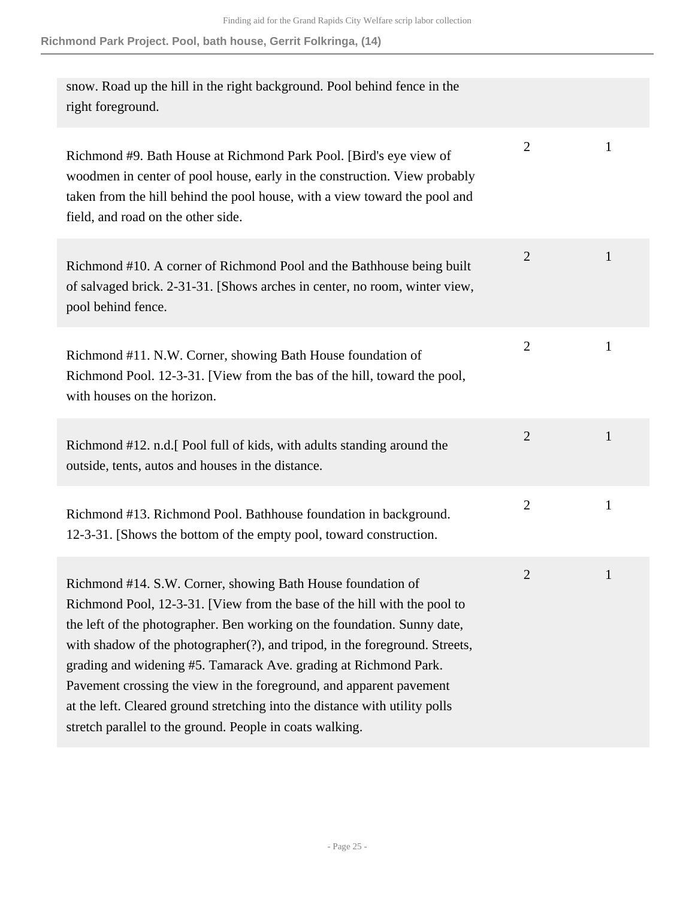## Richmond Park Project. Pool, bath house, Gerrit Folkringa, (14)

| | | |
|---|---|---|
| snow. Road up the hill in the right background. Pool behind fence in the right foreground. | | |
| Richmond #9. Bath House at Richmond Park Pool. [Bird's eye view of woodmen in center of pool house, early in the construction. View probably taken from the hill behind the pool house, with a view toward the pool and field, and road on the other side. | 2 | 1 |
| Richmond #10. A corner of Richmond Pool and the Bathhouse being built of salvaged brick. 2-31-31. [Shows arches in center, no room, winter view, pool behind fence. | 2 | 1 |
| Richmond #11. N.W. Corner, showing Bath House foundation of Richmond Pool. 12-3-31. [View from the bas of the hill, toward the pool, with houses on the horizon. | 2 | 1 |
| Richmond #12. n.d.[ Pool full of kids, with adults standing around the outside, tents, autos and houses in the distance. | 2 | 1 |
| Richmond #13. Richmond Pool. Bathhouse foundation in background. 12-3-31. [Shows the bottom of the empty pool, toward construction. | 2 | 1 |
| Richmond #14. S.W. Corner, showing Bath House foundation of Richmond Pool, 12-3-31. [View from the base of the hill with the pool to the left of the photographer. Ben working on the foundation. Sunny date, with shadow of the photographer(?), and tripod, in the foreground. Streets, grading and widening #5. Tamarack Ave. grading at Richmond Park. Pavement crossing the view in the foreground, and apparent pavement at the left. Cleared ground stretching into the distance with utility polls stretch parallel to the ground. People in coats walking. | 2 | 1 |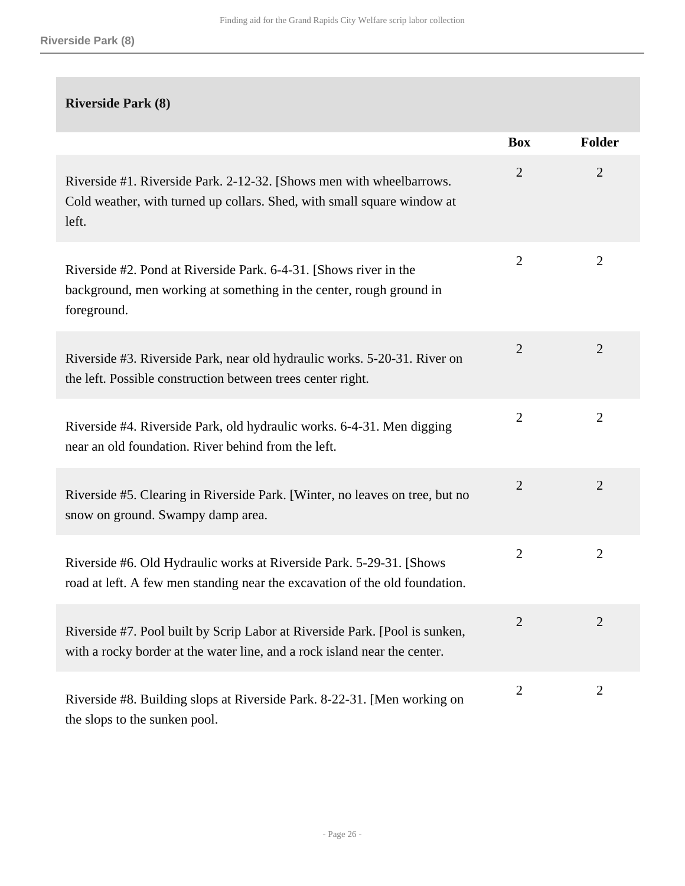## Riverside Park (8)

| | Box | Folder |
|---|---|---|
| Riverside #1. Riverside Park. 2-12-32. [Shows men with wheelbarrows. Cold weather, with turned up collars. Shed, with small square window at left. | 2 | 2 |
| Riverside #2. Pond at Riverside Park. 6-4-31. [Shows river in the background, men working at something in the center, rough ground in foreground. | 2 | 2 |
| Riverside #3. Riverside Park, near old hydraulic works. 5-20-31. River on the left. Possible construction between trees center right. | 2 | 2 |
| Riverside #4. Riverside Park, old hydraulic works. 6-4-31. Men digging near an old foundation. River behind from the left. | 2 | 2 |
| Riverside #5. Clearing in Riverside Park. [Winter, no leaves on tree, but no snow on ground. Swampy damp area. | 2 | 2 |
| Riverside #6. Old Hydraulic works at Riverside Park. 5-29-31. [Shows road at left. A few men standing near the excavation of the old foundation. | 2 | 2 |
| Riverside #7. Pool built by Scrip Labor at Riverside Park. [Pool is sunken, with a rocky border at the water line, and a rock island near the center. | 2 | 2 |
| Riverside #8. Building slops at Riverside Park. 8-22-31. [Men working on the slops to the sunken pool. | 2 | 2 |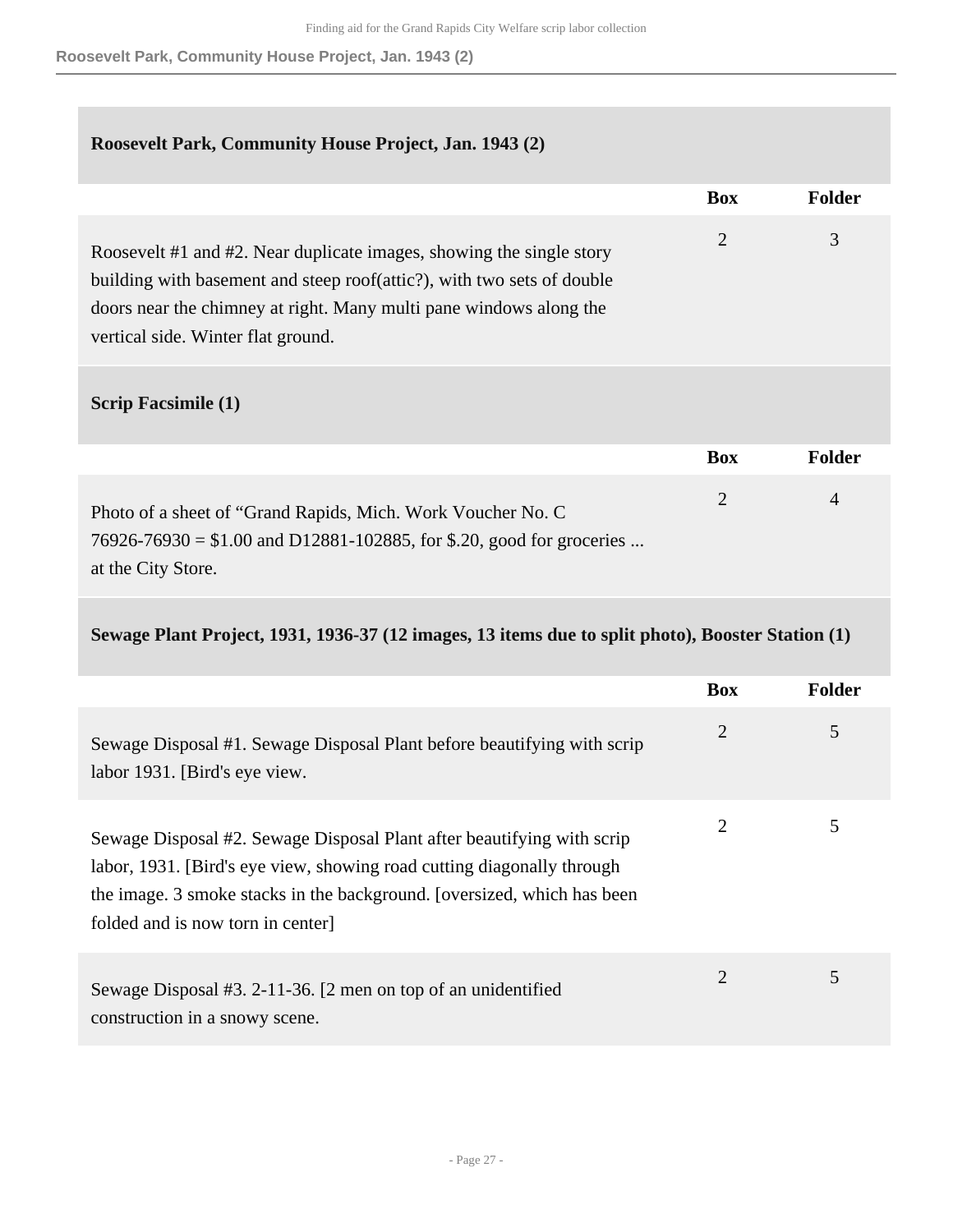## Roosevelt Park, Community House Project, Jan. 1943 (2)

| | Box | Folder |
|---|---|---|
| Roosevelt #1 and #2. Near duplicate images, showing the single story building with basement and steep roof(attic?), with two sets of double doors near the chimney at right. Many multi pane windows along the vertical side. Winter flat ground. | 2 | 3 |

## Scrip Facsimile (1)

| | Box | Folder |
|---|---|---|
| Photo of a sheet of "Grand Rapids, Mich. Work Voucher No. C 76926-76930 = $1.00 and D12881-102885, for $.20, good for groceries ... at the City Store. | 2 | 4 |

## Sewage Plant Project, 1931, 1936-37 (12 images, 13 items due to split photo), Booster Station (1)

| | Box | Folder |
|---|---|---|
| Sewage Disposal #1. Sewage Disposal Plant before beautifying with scrip labor 1931. [Bird's eye view. | 2 | 5 |
| Sewage Disposal #2. Sewage Disposal Plant after beautifying with scrip labor, 1931. [Bird's eye view, showing road cutting diagonally through the image. 3 smoke stacks in the background. [oversized, which has been folded and is now torn in center] | 2 | 5 |
| Sewage Disposal #3. 2-11-36. [2 men on top of an unidentified construction in a snowy scene. | 2 | 5 |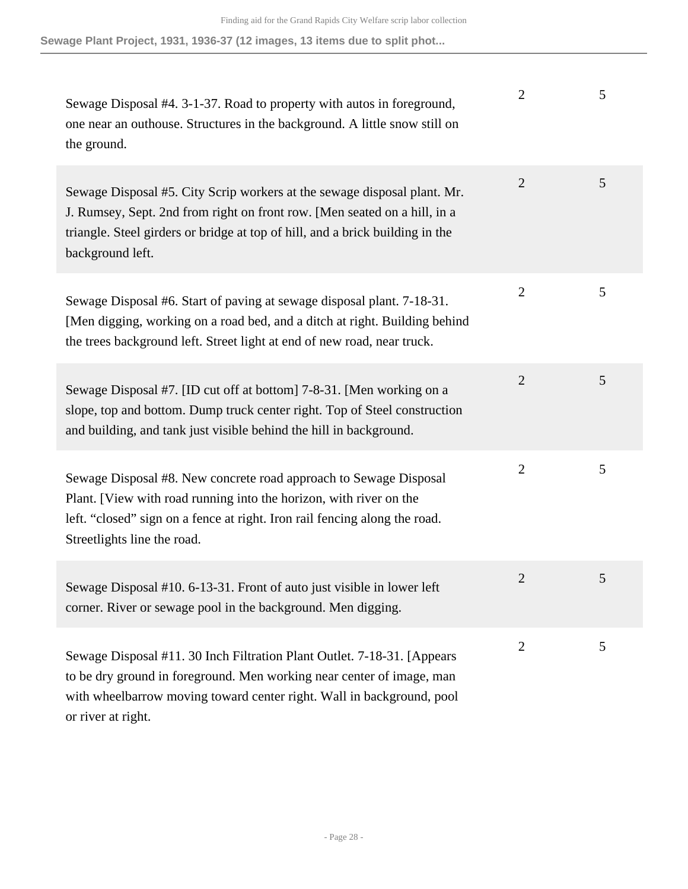| | | |
|---|---|---|
| Sewage Disposal #4. 3-1-37. Road to property with autos in foreground, one near an outhouse. Structures in the background. A little snow still on the ground. | 2 | 5 |
| Sewage Disposal #5. City Scrip workers at the sewage disposal plant. Mr. J. Rumsey, Sept. 2nd from right on front row. [Men seated on a hill, in a triangle. Steel girders or bridge at top of hill, and a brick building in the background left. | 2 | 5 |
| Sewage Disposal #6. Start of paving at sewage disposal plant. 7-18-31. [Men digging, working on a road bed, and a ditch at right. Building behind the trees background left. Street light at end of new road, near truck. | 2 | 5 |
| Sewage Disposal #7. [ID cut off at bottom] 7-8-31. [Men working on a slope, top and bottom. Dump truck center right. Top of Steel construction and building, and tank just visible behind the hill in background. | 2 | 5 |
| Sewage Disposal #8. New concrete road approach to Sewage Disposal Plant. [View with road running into the horizon, with river on the left. "closed" sign on a fence at right. Iron rail fencing along the road. Streetlights line the road. | 2 | 5 |
| Sewage Disposal #10. 6-13-31. Front of auto just visible in lower left corner. River or sewage pool in the background. Men digging. | 2 | 5 |
| Sewage Disposal #11. 30 Inch Filtration Plant Outlet. 7-18-31. [Appears to be dry ground in foreground. Men working near center of image, man with wheelbarrow moving toward center right. Wall in background, pool or river at right. | 2 | 5 |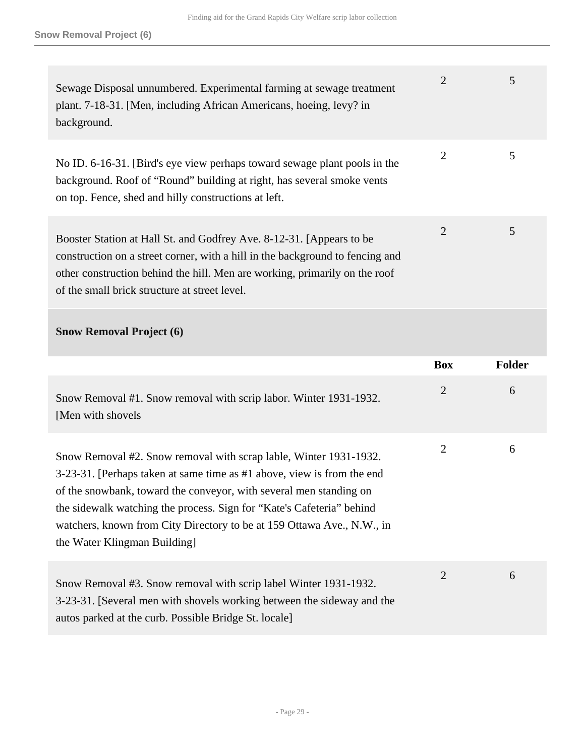| | Box | Folder |
|---|---|---|
| Sewage Disposal unnumbered. Experimental farming at sewage treatment plant. 7-18-31. [Men, including African Americans, hoeing, levy? in background. | 2 | 5 |
| No ID. 6-16-31. [Bird's eye view perhaps toward sewage plant pools in the background. Roof of “Round” building at right, has several smoke vents on top. Fence, shed and hilly constructions at left. | 2 | 5 |
| Booster Station at Hall St. and Godfrey Ave. 8-12-31. [Appears to be construction on a street corner, with a hill in the background to fencing and other construction behind the hill. Men are working, primarily on the roof of the small brick structure at street level. | 2 | 5 |

### Snow Removal Project (6)

| | Box | Folder |
|---|---|---|
| Snow Removal #1. Snow removal with scrip labor. Winter 1931-1932. [Men with shovels | 2 | 6 |
| Snow Removal #2. Snow removal with scrap lable, Winter 1931-1932. 3-23-31. [Perhaps taken at same time as #1 above, view is from the end of the snowbank, toward the conveyor, with several men standing on the sidewalk watching the process. Sign for “Kate's Cafeteria” behind watchers, known from City Directory to be at 159 Ottawa Ave., N.W., in the Water Klingman Building] | 2 | 6 |
| Snow Removal #3. Snow removal with scrip label Winter 1931-1932. 3-23-31. [Several men with shovels working between the sideway and the autos parked at the curb. Possible Bridge St. locale] | 2 | 6 |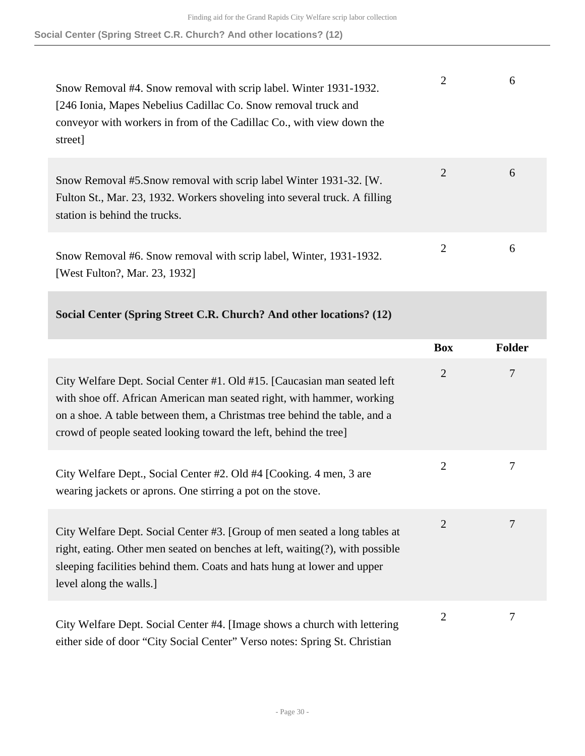| | Box | Folder |
|---|---|---|
| Snow Removal #4. Snow removal with scrip label. Winter 1931-1932. [246 Ionia, Mapes Nebelius Cadillac Co. Snow removal truck and conveyor with workers in from of the Cadillac Co., with view down the street] | 2 | 6 |
| Snow Removal #5.Snow removal with scrip label Winter 1931-32. [W. Fulton St., Mar. 23, 1932. Workers shoveling into several truck. A filling station is behind the trucks. | 2 | 6 |
| Snow Removal #6. Snow removal with scrip label, Winter, 1931-1932. [West Fulton?, Mar. 23, 1932] | 2 | 6 |

### Social Center (Spring Street C.R. Church? And other locations? (12)

| | Box | Folder |
|---|---|---|
| City Welfare Dept. Social Center #1. Old #15. [Caucasian man seated left with shoe off. African American man seated right, with hammer, working on a shoe. A table between them, a Christmas tree behind the table, and a crowd of people seated looking toward the left, behind the tree] | 2 | 7 |
| City Welfare Dept., Social Center #2. Old #4 [Cooking. 4 men, 3 are wearing jackets or aprons. One stirring a pot on the stove. | 2 | 7 |
| City Welfare Dept. Social Center #3. [Group of men seated a long tables at right, eating. Other men seated on benches at left, waiting(?), with possible sleeping facilities behind them. Coats and hats hung at lower and upper level along the walls.] | 2 | 7 |
| City Welfare Dept. Social Center #4. [Image shows a church with lettering either side of door “City Social Center” Verso notes: Spring St. Christian | 2 | 7 |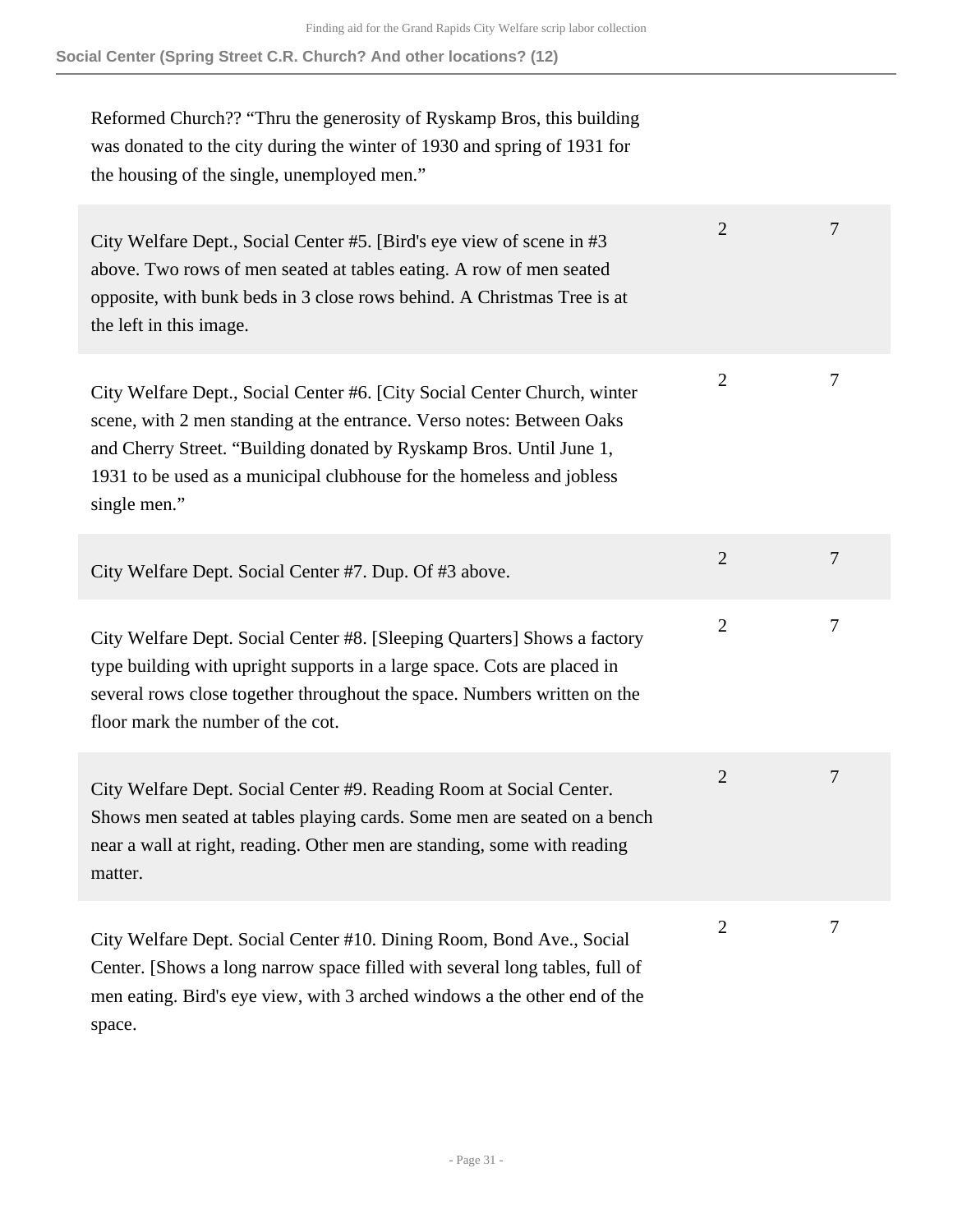**Social Center (Spring Street C.R. Church? And other locations? (12)**

| | | |
|---|---|---|
| Reformed Church?? “Thru the generosity of Ryskamp Bros, this building was donated to the city during the winter of 1930 and spring of 1931 for the housing of the single, unemployed men.” | | |
| City Welfare Dept., Social Center #5. [Bird's eye view of scene in #3 above. Two rows of men seated at tables eating. A row of men seated opposite, with bunk beds in 3 close rows behind. A Christmas Tree is at the left in this image. | 2 | 7 |
| City Welfare Dept., Social Center #6. [City Social Center Church, winter scene, with 2 men standing at the entrance. Verso notes: Between Oaks and Cherry Street. “Building donated by Ryskamp Bros. Until June 1, 1931 to be used as a municipal clubhouse for the homeless and jobless single men.” | 2 | 7 |
| City Welfare Dept. Social Center #7. Dup. Of #3 above. | 2 | 7 |
| City Welfare Dept. Social Center #8. [Sleeping Quarters] Shows a factory type building with upright supports in a large space. Cots are placed in several rows close together throughout the space. Numbers written on the floor mark the number of the cot. | 2 | 7 |
| City Welfare Dept. Social Center #9. Reading Room at Social Center. Shows men seated at tables playing cards. Some men are seated on a bench near a wall at right, reading. Other men are standing, some with reading matter. | 2 | 7 |
| City Welfare Dept. Social Center #10. Dining Room, Bond Ave., Social Center. [Shows a long narrow space filled with several long tables, full of men eating. Bird's eye view, with 3 arched windows a the other end of the space. | 2 | 7 |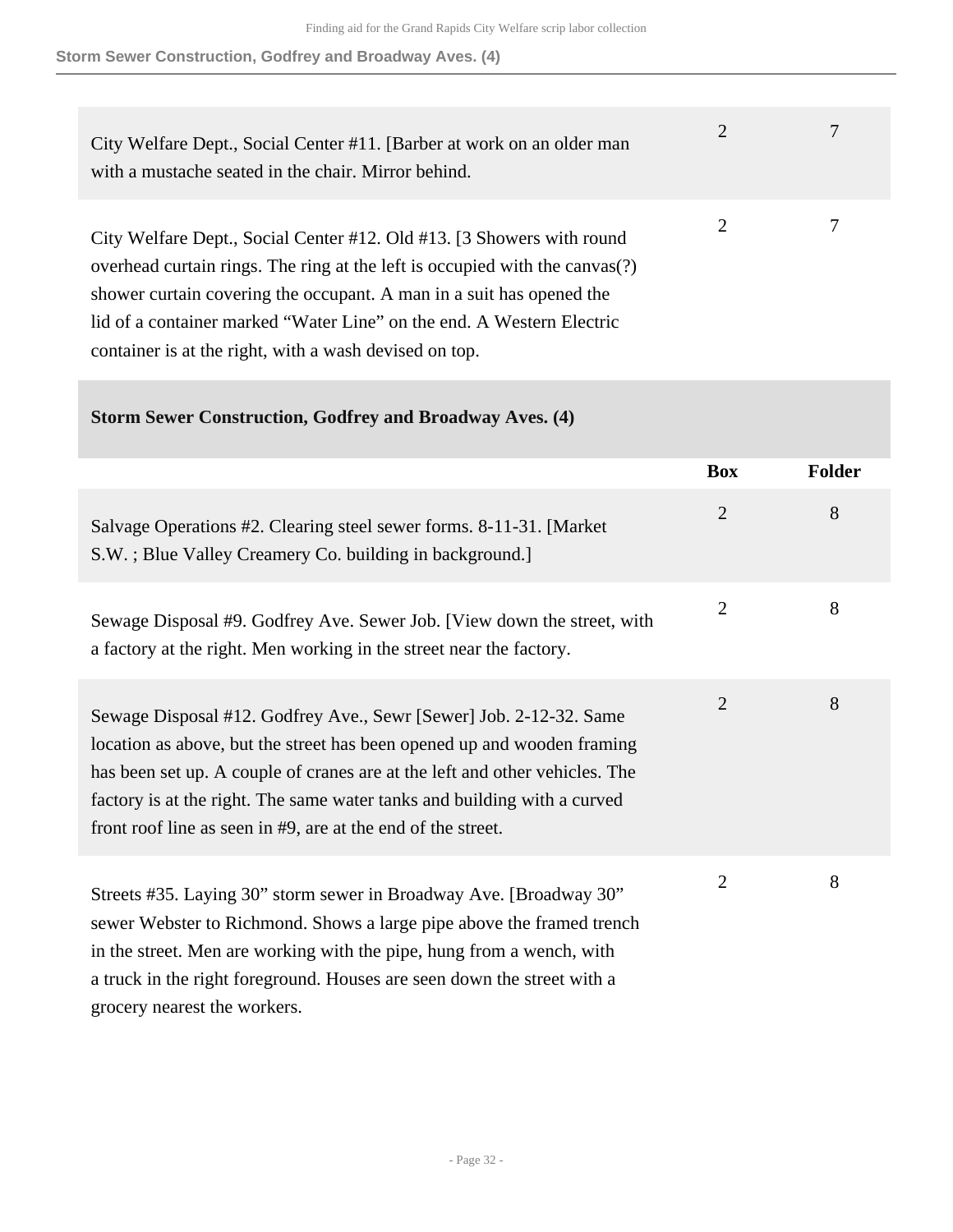| | Box | Folder |
|---|---|---|
| City Welfare Dept., Social Center #11. [Barber at work on an older man with a mustache seated in the chair. Mirror behind. | 2 | 7 |
| City Welfare Dept., Social Center #12. Old #13. [3 Showers with round overhead curtain rings. The ring at the left is occupied with the canvas(?) shower curtain covering the occupant. A man in a suit has opened the lid of a container marked “Water Line” on the end. A Western Electric container is at the right, with a wash devised on top. | 2 | 7 |

## Storm Sewer Construction, Godfrey and Broadway Aves. (4)

| | Box | Folder |
|---|---|---|
| Salvage Operations #2. Clearing steel sewer forms. 8-11-31. [Market S.W. ; Blue Valley Creamery Co. building in background.] | 2 | 8 |
| Sewage Disposal #9. Godfrey Ave. Sewer Job. [View down the street, with a factory at the right. Men working in the street near the factory. | 2 | 8 |
| Sewage Disposal #12. Godfrey Ave., Sewr [Sewer] Job. 2-12-32. Same location as above, but the street has been opened up and wooden framing has been set up. A couple of cranes are at the left and other vehicles. The factory is at the right. The same water tanks and building with a curved front roof line as seen in #9, are at the end of the street. | 2 | 8 |
| Streets #35. Laying 30” storm sewer in Broadway Ave. [Broadway 30” sewer Webster to Richmond. Shows a large pipe above the framed trench in the street. Men are working with the pipe, hung from a wench, with a truck in the right foreground. Houses are seen down the street with a grocery nearest the workers. | 2 | 8 |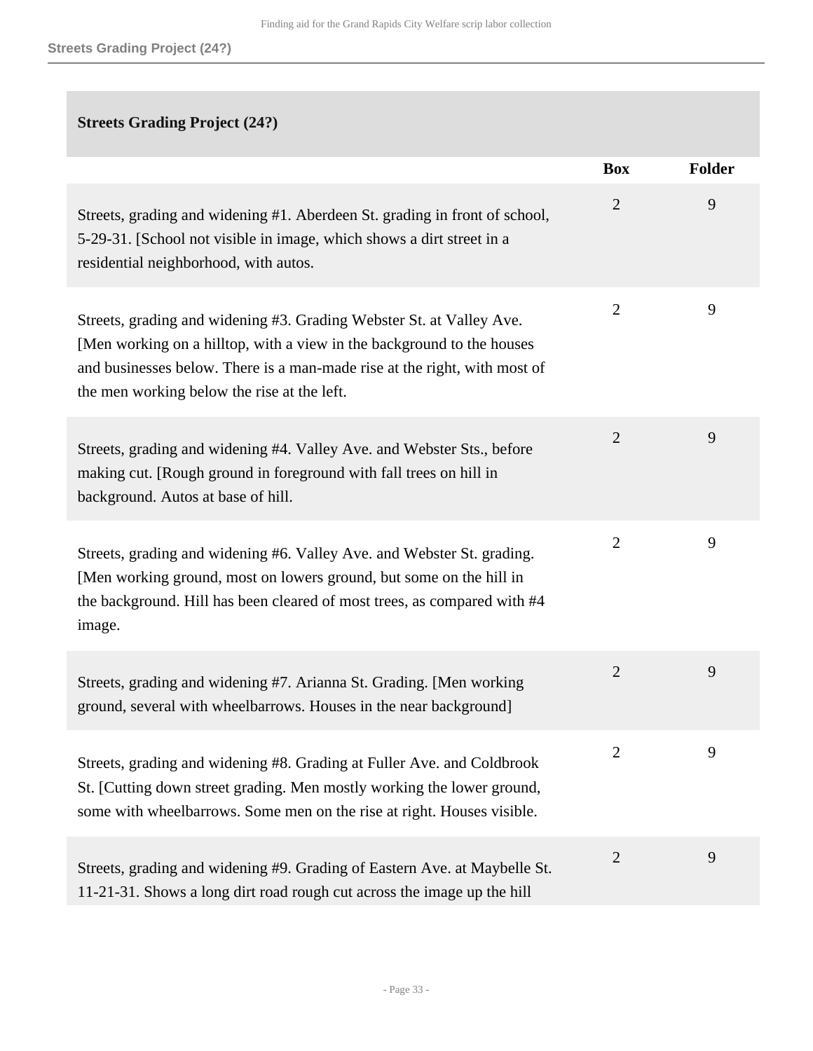## Streets Grading Project (24?)

| | Box | Folder |
|---|---|---|
| Streets, grading and widening #1. Aberdeen St. grading in front of school, 5-29-31. [School not visible in image, which shows a dirt street in a residential neighborhood, with autos. | 2 | 9 |
| Streets, grading and widening #3. Grading Webster St. at Valley Ave. [Men working on a hilltop, with a view in the background to the houses and businesses below. There is a man-made rise at the right, with most of the men working below the rise at the left. | 2 | 9 |
| Streets, grading and widening #4. Valley Ave. and Webster Sts., before making cut. [Rough ground in foreground with fall trees on hill in background. Autos at base of hill. | 2 | 9 |
| Streets, grading and widening #6. Valley Ave. and Webster St. grading. [Men working ground, most on lowers ground, but some on the hill in the background. Hill has been cleared of most trees, as compared with #4 image. | 2 | 9 |
| Streets, grading and widening #7. Arianna St. Grading. [Men working ground, several with wheelbarrows. Houses in the near background] | 2 | 9 |
| Streets, grading and widening #8. Grading at Fuller Ave. and Coldbrook St. [Cutting down street grading. Men mostly working the lower ground, some with wheelbarrows. Some men on the rise at right. Houses visible. | 2 | 9 |
| Streets, grading and widening #9. Grading of Eastern Ave. at Maybelle St. 11-21-31. Shows a long dirt road rough cut across the image up the hill | 2 | 9 |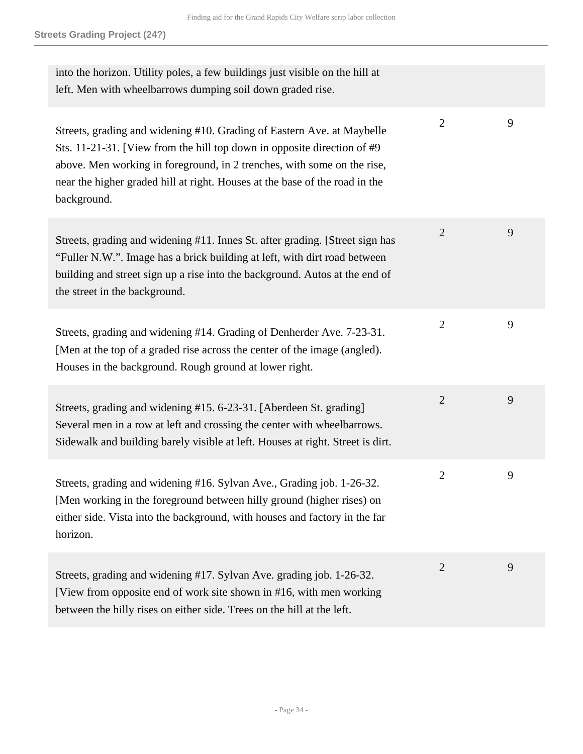| | | |
|---|---|---|
| into the horizon. Utility poles, a few buildings just visible on the hill at left. Men with wheelbarrows dumping soil down graded rise. | | |
| Streets, grading and widening #10. Grading of Eastern Ave. at Maybelle Sts. 11-21-31. [View from the hill top down in opposite direction of #9 above. Men working in foreground, in 2 trenches, with some on the rise, near the higher graded hill at right. Houses at the base of the road in the background. | 2 | 9 |
| Streets, grading and widening #11. Innes St. after grading. [Street sign has “Fuller N.W.”. Image has a brick building at left, with dirt road between building and street sign up a rise into the background. Autos at the end of the street in the background. | 2 | 9 |
| Streets, grading and widening #14. Grading of Denherder Ave. 7-23-31. [Men at the top of a graded rise across the center of the image (angled). Houses in the background. Rough ground at lower right. | 2 | 9 |
| Streets, grading and widening #15. 6-23-31. [Aberdeen St. grading] Several men in a row at left and crossing the center with wheelbarrows. Sidewalk and building barely visible at left. Houses at right. Street is dirt. | 2 | 9 |
| Streets, grading and widening #16. Sylvan Ave., Grading job. 1-26-32. [Men working in the foreground between hilly ground (higher rises) on either side. Vista into the background, with houses and factory in the far horizon. | 2 | 9 |
| Streets, grading and widening #17. Sylvan Ave. grading job. 1-26-32. [View from opposite end of work site shown in #16, with men working between the hilly rises on either side. Trees on the hill at the left. | 2 | 9 |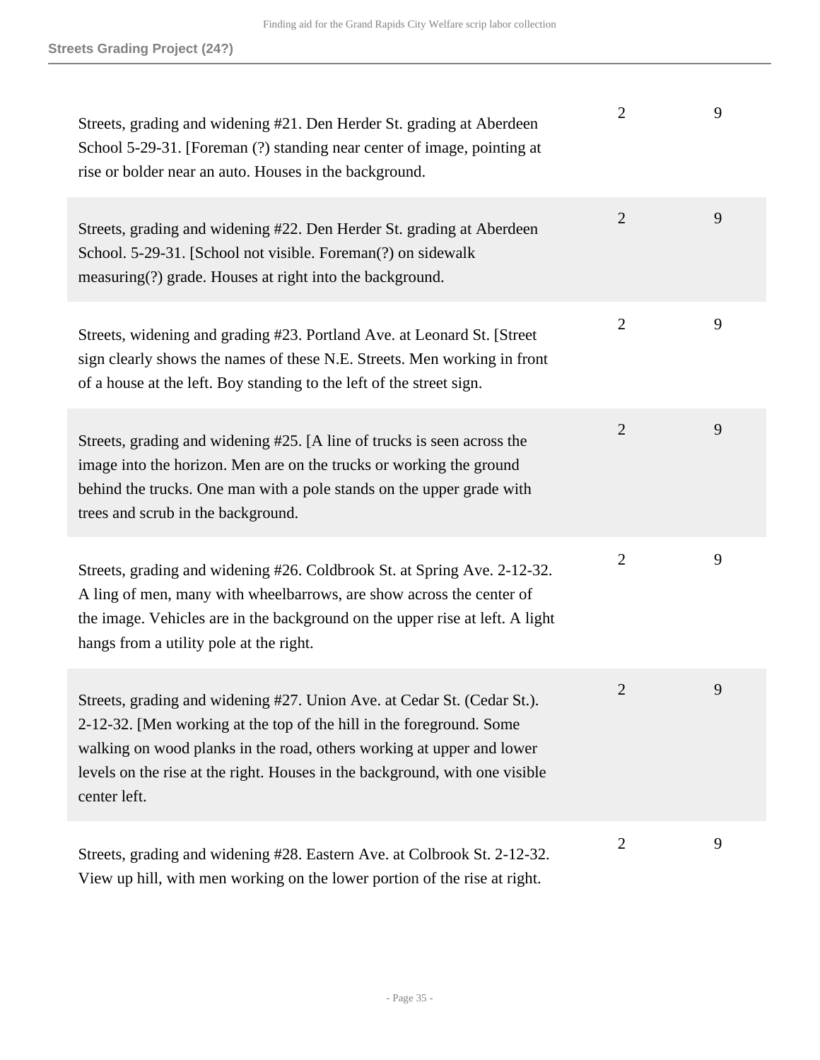## Streets Grading Project (24?)

| | | |
|---|---|---|
| Streets, grading and widening #21. Den Herder St. grading at Aberdeen School 5-29-31. [Foreman (?) standing near center of image, pointing at rise or bolder near an auto. Houses in the background. | 2 | 9 |
| Streets, grading and widening #22. Den Herder St. grading at Aberdeen School. 5-29-31. [School not visible. Foreman(?) on sidewalk measuring(?) grade. Houses at right into the background. | 2 | 9 |
| Streets, widening and grading #23. Portland Ave. at Leonard St. [Street sign clearly shows the names of these N.E. Streets. Men working in front of a house at the left. Boy standing to the left of the street sign. | 2 | 9 |
| Streets, grading and widening #25. [A line of trucks is seen across the image into the horizon. Men are on the trucks or working the ground behind the trucks. One man with a pole stands on the upper grade with trees and scrub in the background. | 2 | 9 |
| Streets, grading and widening #26. Coldbrook St. at Spring Ave. 2-12-32. A ling of men, many with wheelbarrows, are show across the center of the image. Vehicles are in the background on the upper rise at left. A light hangs from a utility pole at the right. | 2 | 9 |
| Streets, grading and widening #27. Union Ave. at Cedar St. (Cedar St.). 2-12-32. [Men working at the top of the hill in the foreground. Some walking on wood planks in the road, others working at upper and lower levels on the rise at the right. Houses in the background, with one visible center left. | 2 | 9 |
| Streets, grading and widening #28. Eastern Ave. at Colbrook St. 2-12-32. View up hill, with men working on the lower portion of the rise at right. | 2 | 9 |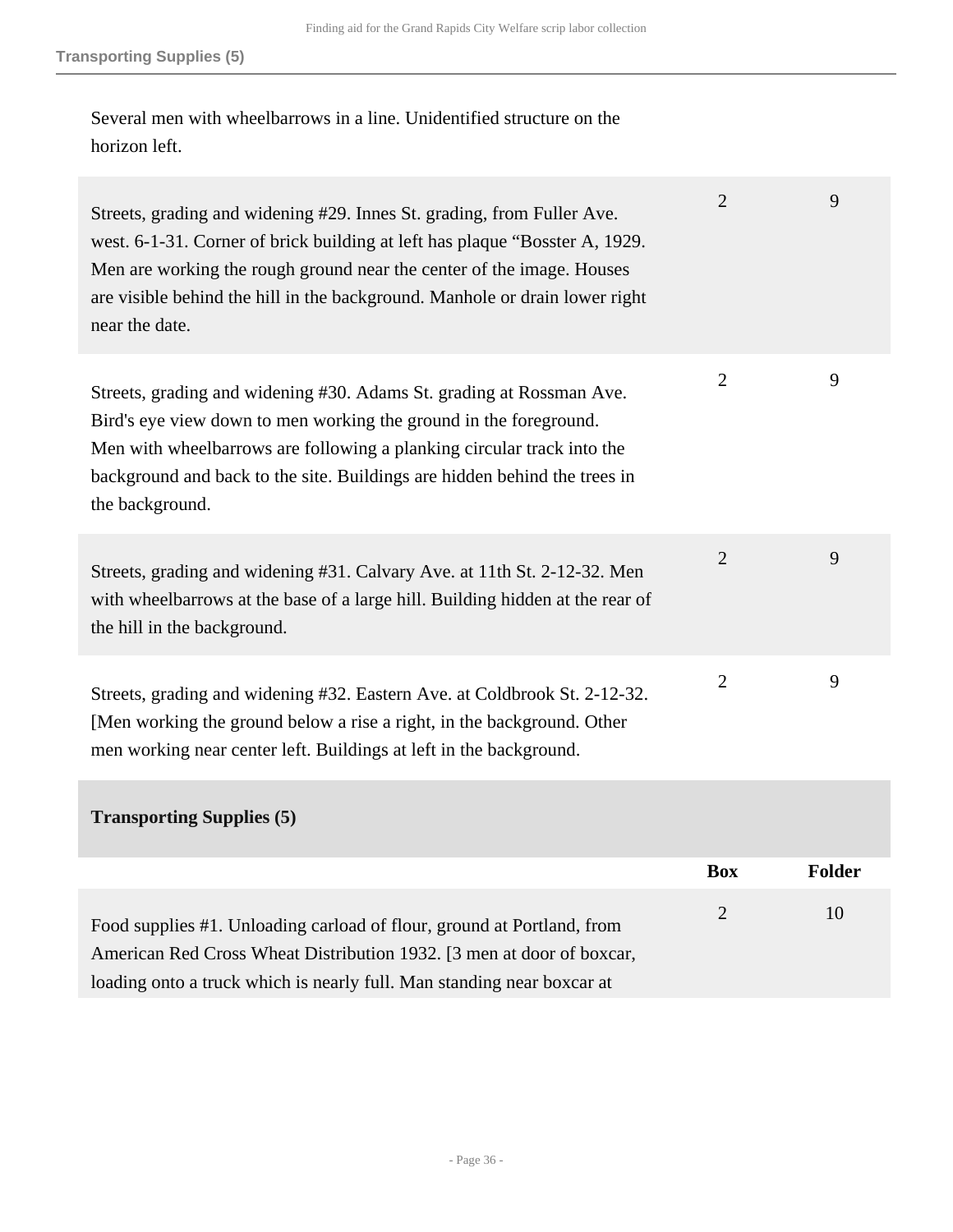Several men with wheelbarrows in a line. Unidentified structure on the horizon left.

| | Box | Folder |
|---|---|---|
| Streets, grading and widening #29. Innes St. grading, from Fuller Ave. west. 6-1-31. Corner of brick building at left has plaque “Bosster A, 1929. Men are working the rough ground near the center of the image. Houses are visible behind the hill in the background. Manhole or drain lower right near the date. | 2 | 9 |
| Streets, grading and widening #30. Adams St. grading at Rossman Ave. Bird's eye view down to men working the ground in the foreground. Men with wheelbarrows are following a planking circular track into the background and back to the site. Buildings are hidden behind the trees in the background. | 2 | 9 |
| Streets, grading and widening #31. Calvary Ave. at 11th St. 2-12-32. Men with wheelbarrows at the base of a large hill. Building hidden at the rear of the hill in the background. | 2 | 9 |
| Streets, grading and widening #32. Eastern Ave. at Coldbrook St. 2-12-32. [Men working the ground below a rise a right, in the background. Other men working near center left. Buildings at left in the background. | 2 | 9 |

## Transporting Supplies (5)

| | Box | Folder |
|---|---|---|
| Food supplies #1. Unloading carload of flour, ground at Portland, from American Red Cross Wheat Distribution 1932. [3 men at door of boxcar, loading onto a truck which is nearly full. Man standing near boxcar at | 2 | 10 |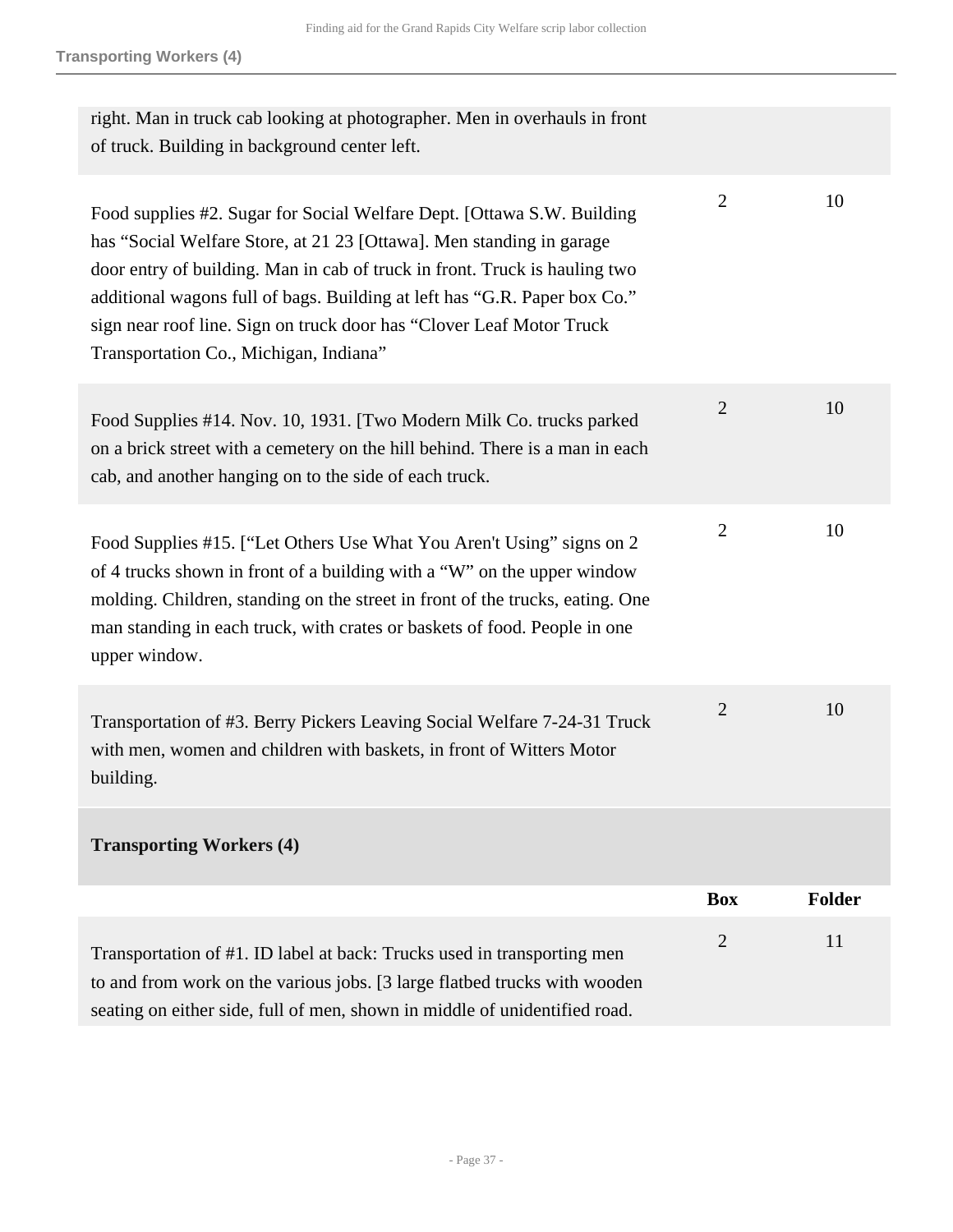| | Box | Folder |
|---|---|---|
| right. Man in truck cab looking at photographer. Men in overhauls in front of truck. Building in background center left. | | |
| Food supplies #2. Sugar for Social Welfare Dept. [Ottawa S.W. Building has “Social Welfare Store, at 21 23 [Ottawa]. Men standing in garage door entry of building. Man in cab of truck in front. Truck is hauling two additional wagons full of bags. Building at left has “G.R. Paper box Co.” sign near roof line. Sign on truck door has “Clover Leaf Motor Truck Transportation Co., Michigan, Indiana” | 2 | 10 |
| Food Supplies #14. Nov. 10, 1931. [Two Modern Milk Co. trucks parked on a brick street with a cemetery on the hill behind. There is a man in each cab, and another hanging on to the side of each truck. | 2 | 10 |
| Food Supplies #15. [“Let Others Use What You Aren't Using” signs on 2 of 4 trucks shown in front of a building with a “W” on the upper window molding. Children, standing on the street in front of the trucks, eating. One man standing in each truck, with crates or baskets of food. People in one upper window. | 2 | 10 |
| Transportation of #3. Berry Pickers Leaving Social Welfare 7-24-31 Truck with men, women and children with baskets, in front of Witters Motor building. | 2 | 10 |

### Transporting Workers (4)

| | Box | Folder |
|---|---|---|
| Transportation of #1. ID label at back: Trucks used in transporting men to and from work on the various jobs. [3 large flatbed trucks with wooden seating on either side, full of men, shown in middle of unidentified road. | 2 | 11 |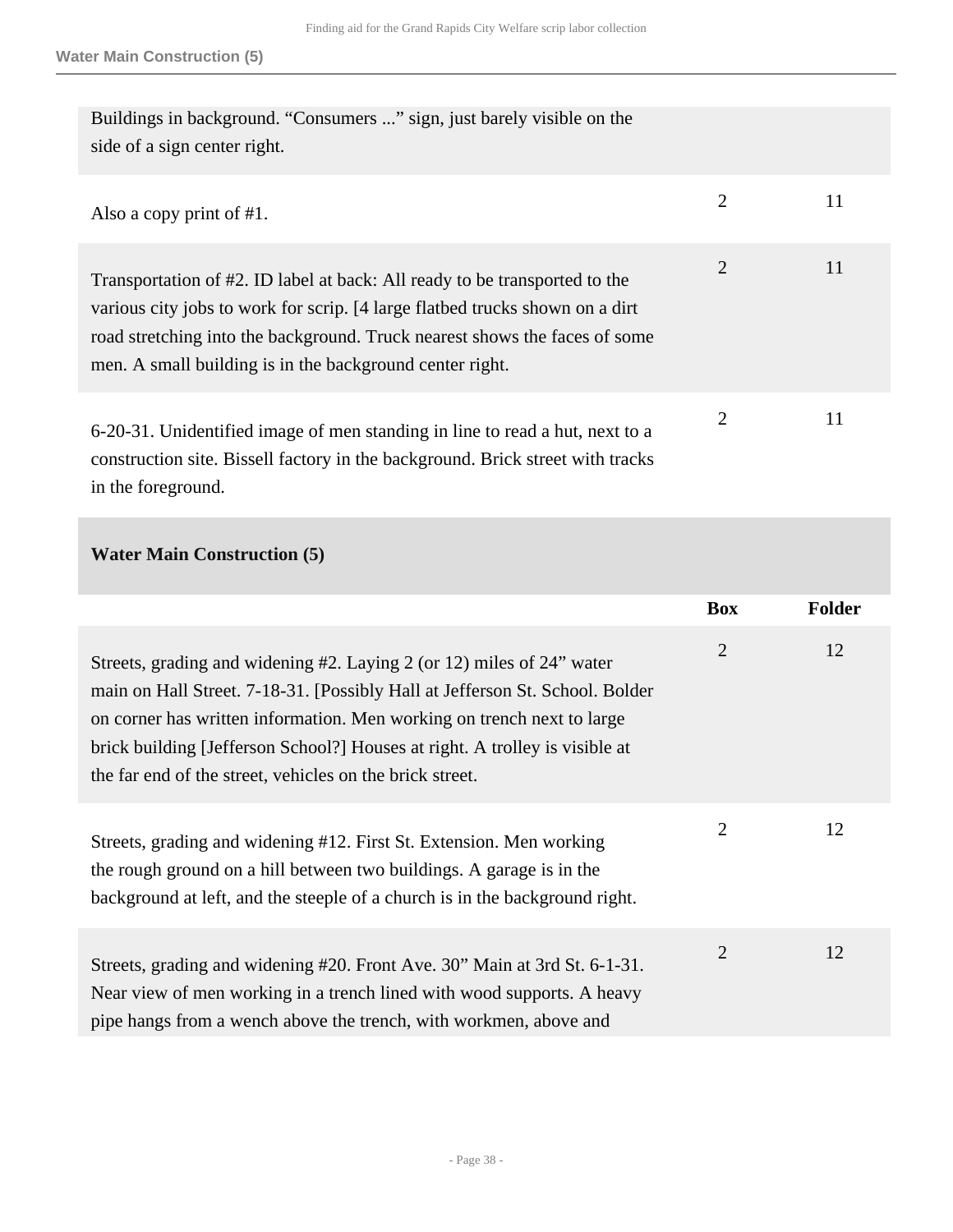| | Box | Folder |
|---|---|---|
| Buildings in background. “Consumers ...” sign, just barely visible on the side of a sign center right. | | |
| Also a copy print of #1. | 2 | 11 |
| Transportation of #2. ID label at back: All ready to be transported to the various city jobs to work for scrip. [4 large flatbed trucks shown on a dirt road stretching into the background. Truck nearest shows the faces of some men. A small building is in the background center right. | 2 | 11 |
| 6-20-31. Unidentified image of men standing in line to read a hut, next to a construction site. Bissell factory in the background. Brick street with tracks in the foreground. | 2 | 11 |

**Water Main Construction (5)**

| | Box | Folder |
|---|---|---|
| Streets, grading and widening #2. Laying 2 (or 12) miles of 24” water main on Hall Street. 7-18-31. [Possibly Hall at Jefferson St. School. Bolder on corner has written information. Men working on trench next to large brick building [Jefferson School?] Houses at right. A trolley is visible at the far end of the street, vehicles on the brick street. | 2 | 12 |
| Streets, grading and widening #12. First St. Extension. Men working the rough ground on a hill between two buildings. A garage is in the background at left, and the steeple of a church is in the background right. | 2 | 12 |
| Streets, grading and widening #20. Front Ave. 30” Main at 3rd St. 6-1-31. Near view of men working in a trench lined with wood supports. A heavy pipe hangs from a wench above the trench, with workmen, above and | 2 | 12 |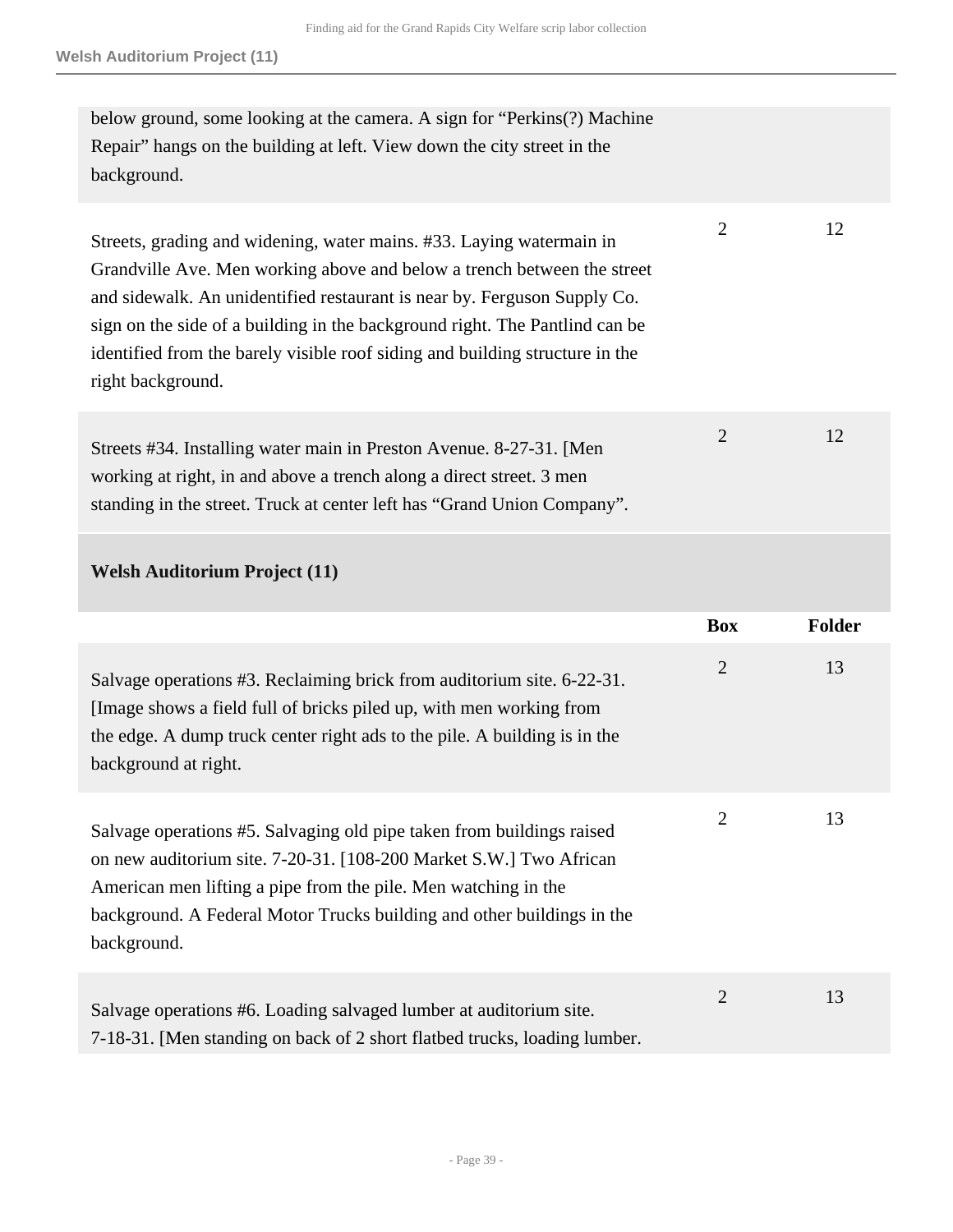| | Box | Folder |
|---|---|---|
| below ground, some looking at the camera. A sign for "Perkins(?) Machine Repair" hangs on the building at left. View down the city street in the background. | | |
| Streets, grading and widening, water mains. #33. Laying watermain in Grandville Ave. Men working above and below a trench between the street and sidewalk. An unidentified restaurant is near by. Ferguson Supply Co. sign on the side of a building in the background right. The Pantlind can be identified from the barely visible roof siding and building structure in the right background. | 2 | 12 |
| Streets #34. Installing water main in Preston Avenue. 8-27-31. [Men working at right, in and above a trench along a direct street. 3 men standing in the street. Truck at center left has "Grand Union Company". | 2 | 12 |

**Welsh Auditorium Project (11)**

| | Box | Folder |
|---|---|---|
| Salvage operations #3. Reclaiming brick from auditorium site. 6-22-31. [Image shows a field full of bricks piled up, with men working from the edge. A dump truck center right ads to the pile. A building is in the background at right. | 2 | 13 |
| Salvage operations #5. Salvaging old pipe taken from buildings raised on new auditorium site. 7-20-31. [108-200 Market S.W.] Two African American men lifting a pipe from the pile. Men watching in the background. A Federal Motor Trucks building and other buildings in the background. | 2 | 13 |
| Salvage operations #6. Loading salvaged lumber at auditorium site. 7-18-31. [Men standing on back of 2 short flatbed trucks, loading lumber. | 2 | 13 |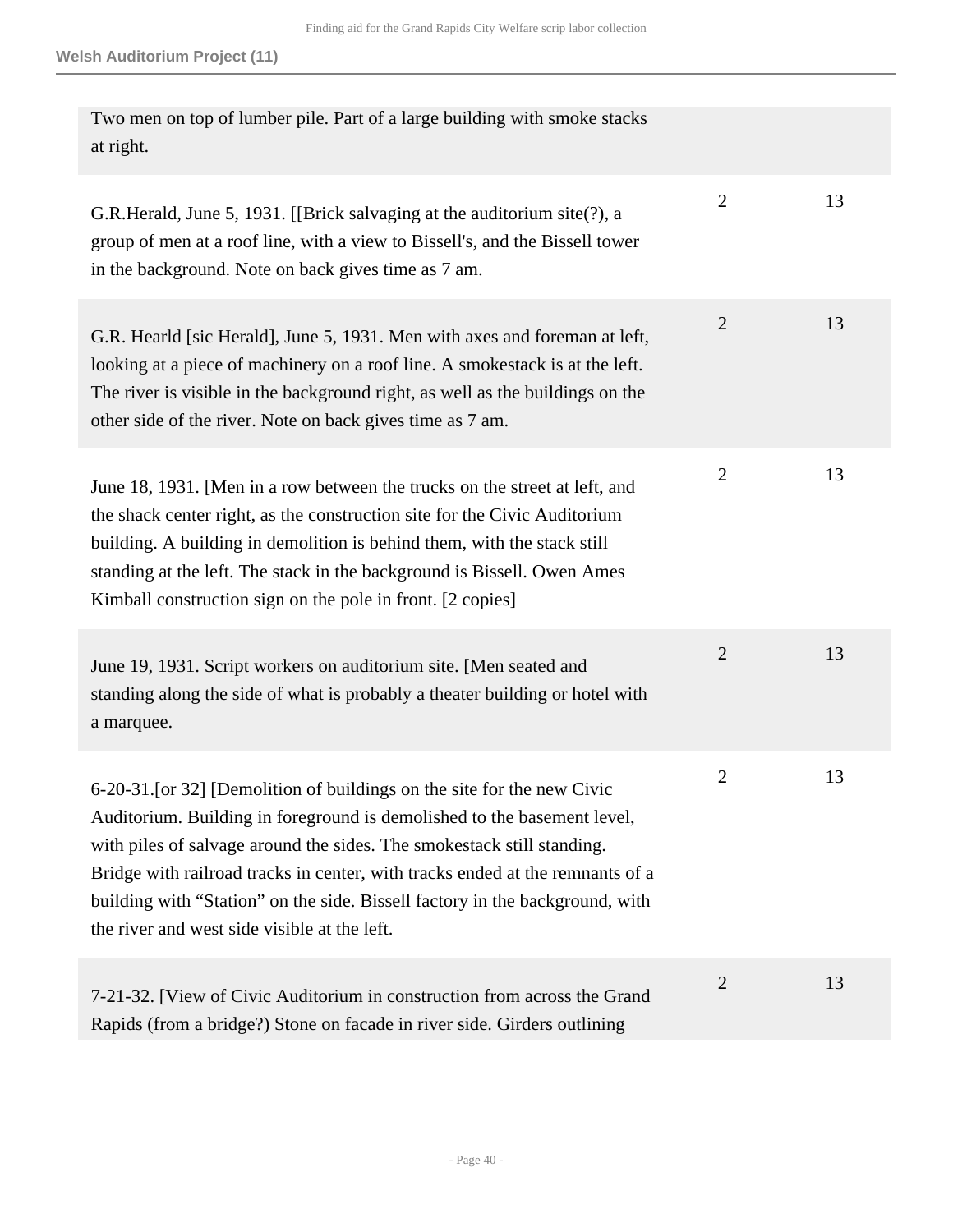**Welsh Auditorium Project (11)**

| | | |
|---|---|---|
| Two men on top of lumber pile. Part of a large building with smoke stacks at right. | | |
| G.R.Herald, June 5, 1931. [[Brick salvaging at the auditorium site(?), a group of men at a roof line, with a view to Bissell's, and the Bissell tower in the background. Note on back gives time as 7 am. | 2 | 13 |
| G.R. Hearld [sic Herald], June 5, 1931. Men with axes and foreman at left, looking at a piece of machinery on a roof line. A smokestack is at the left. The river is visible in the background right, as well as the buildings on the other side of the river. Note on back gives time as 7 am. | 2 | 13 |
| June 18, 1931. [Men in a row between the trucks on the street at left, and the shack center right, as the construction site for the Civic Auditorium building. A building in demolition is behind them, with the stack still standing at the left. The stack in the background is Bissell. Owen Ames Kimball construction sign on the pole in front. [2 copies] | 2 | 13 |
| June 19, 1931. Script workers on auditorium site. [Men seated and standing along the side of what is probably a theater building or hotel with a marquee. | 2 | 13 |
| 6-20-31.[or 32] [Demolition of buildings on the site for the new Civic Auditorium. Building in foreground is demolished to the basement level, with piles of salvage around the sides. The smokestack still standing. Bridge with railroad tracks in center, with tracks ended at the remnants of a building with “Station” on the side. Bissell factory in the background, with the river and west side visible at the left. | 2 | 13 |
| 7-21-32. [View of Civic Auditorium in construction from across the Grand Rapids (from a bridge?) Stone on facade in river side. Girders outlining | 2 | 13 |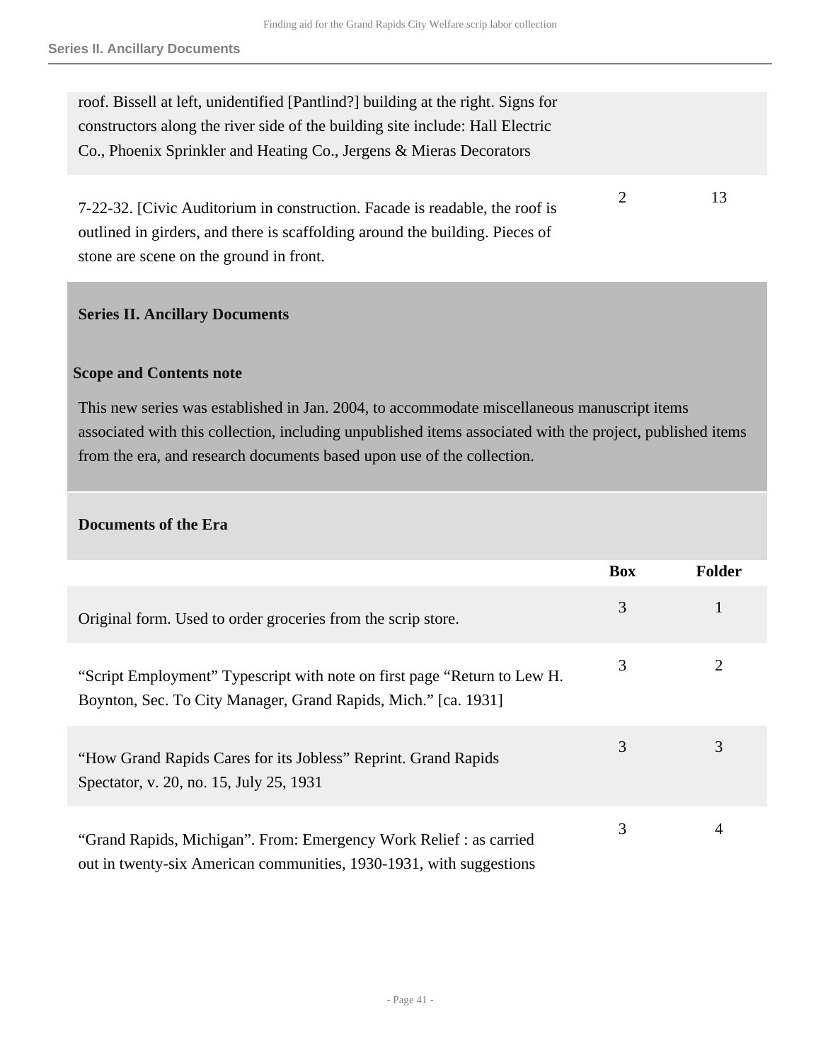| | Box | Folder |
|---|---|---|
| roof. Bissell at left, unidentified [Pantlind?] building at the right. Signs for constructors along the river side of the building site include: Hall Electric Co., Phoenix Sprinkler and Heating Co., Jergens & Mieras Decorators | | |
| 7-22-32. [Civic Auditorium in construction. Facade is readable, the roof is outlined in girders, and there is scaffolding around the building. Pieces of stone are scene on the ground in front. | 2 | 13 |

## Series II. Ancillary Documents

### Scope and Contents note

This new series was established in Jan. 2004, to accommodate miscellaneous manuscript items associated with this collection, including unpublished items associated with the project, published items from the era, and research documents based upon use of the collection.

### Documents of the Era

| | Box | Folder |
|---|---|---|
| Original form. Used to order groceries from the scrip store. | 3 | 1 |
| "Script Employment" Typescript with note on first page "Return to Lew H. Boynton, Sec. To City Manager, Grand Rapids, Mich." [ca. 1931] | 3 | 2 |
| "How Grand Rapids Cares for its Jobless" Reprint. Grand Rapids Spectator, v. 20, no. 15, July 25, 1931 | 3 | 3 |
| "Grand Rapids, Michigan". From: Emergency Work Relief : as carried out in twenty-six American communities, 1930-1931, with suggestions | 3 | 4 |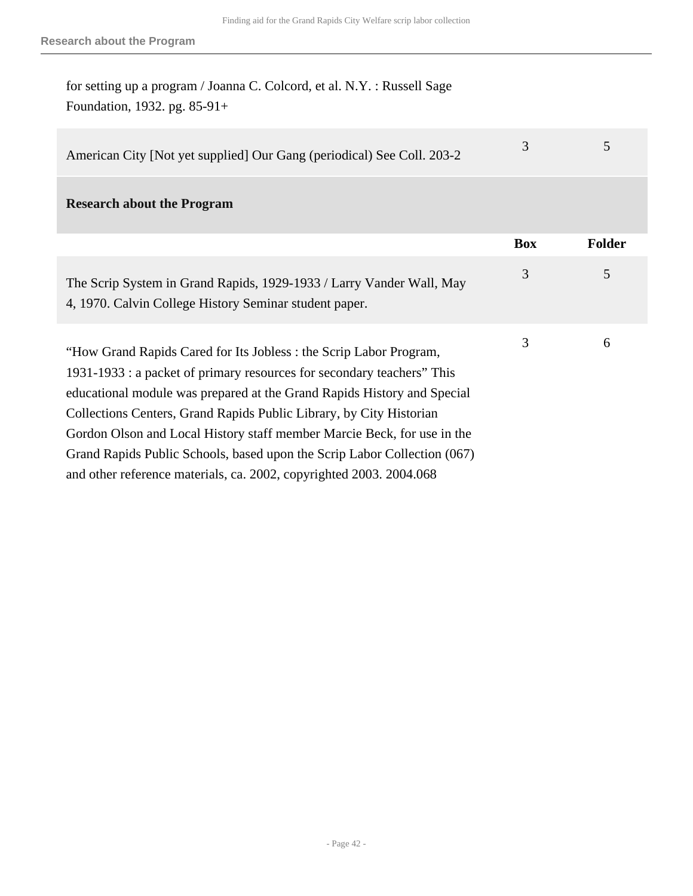for setting up a program / Joanna C. Colcord, et al. N.Y. : Russell Sage Foundation, 1932. pg. 85-91+

| | | |
|---|---|---|
| American City [Not yet supplied] Our Gang (periodical) See Coll. 203-2 | 3 | 5 |

## Research about the Program

| | Box | Folder |
|---|---|---|
| The Scrip System in Grand Rapids, 1929-1933 / Larry Vander Wall, May 4, 1970. Calvin College History Seminar student paper. | 3 | 5 |
| “How Grand Rapids Cared for Its Jobless : the Scrip Labor Program, 1931-1933 : a packet of primary resources for secondary teachers” This educational module was prepared at the Grand Rapids History and Special Collections Centers, Grand Rapids Public Library, by City Historian Gordon Olson and Local History staff member Marcie Beck, for use in the Grand Rapids Public Schools, based upon the Scrip Labor Collection (067) and other reference materials, ca. 2002, copyrighted 2003. 2004.068 | 3 | 6 |